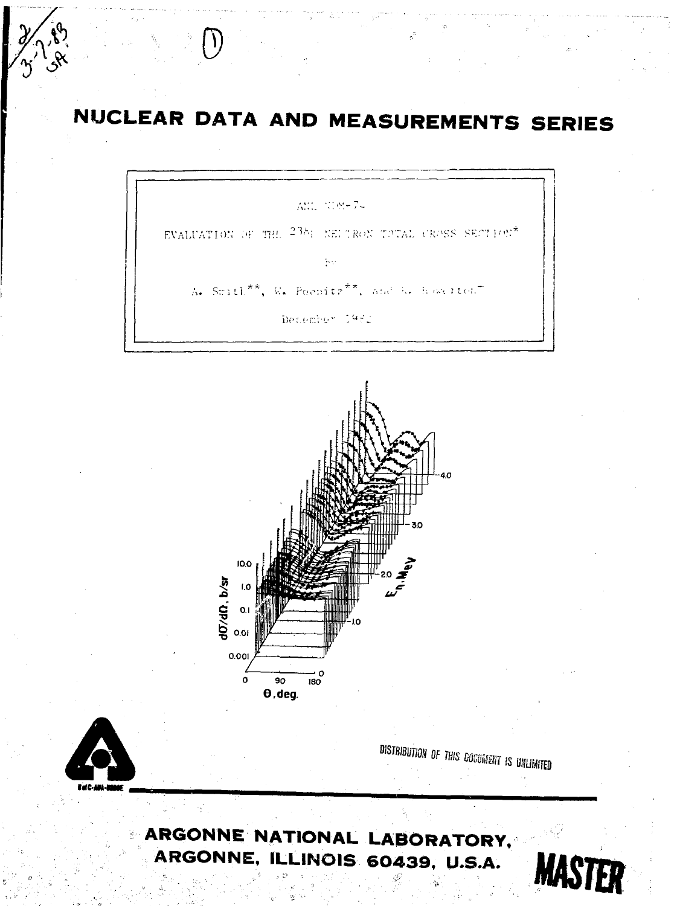# NUCLEAR DATA AND MEASUREMENTS SERIES

ANL/NDM-74

EVALUATION OF THE $^{238}$U NEUTRON TOTAL CROSS SECTION*

by

A. Smith**, W. Poenitz**, and R. Howerton†

December 1982

DISTRIBUTION OF THIS DOCUMENT IS UNLIMITED

**ARGONNE NATIONAL LABORATORY,**
**ARGONNE, ILLINOIS 60439, U.S.A.**

**MASTER**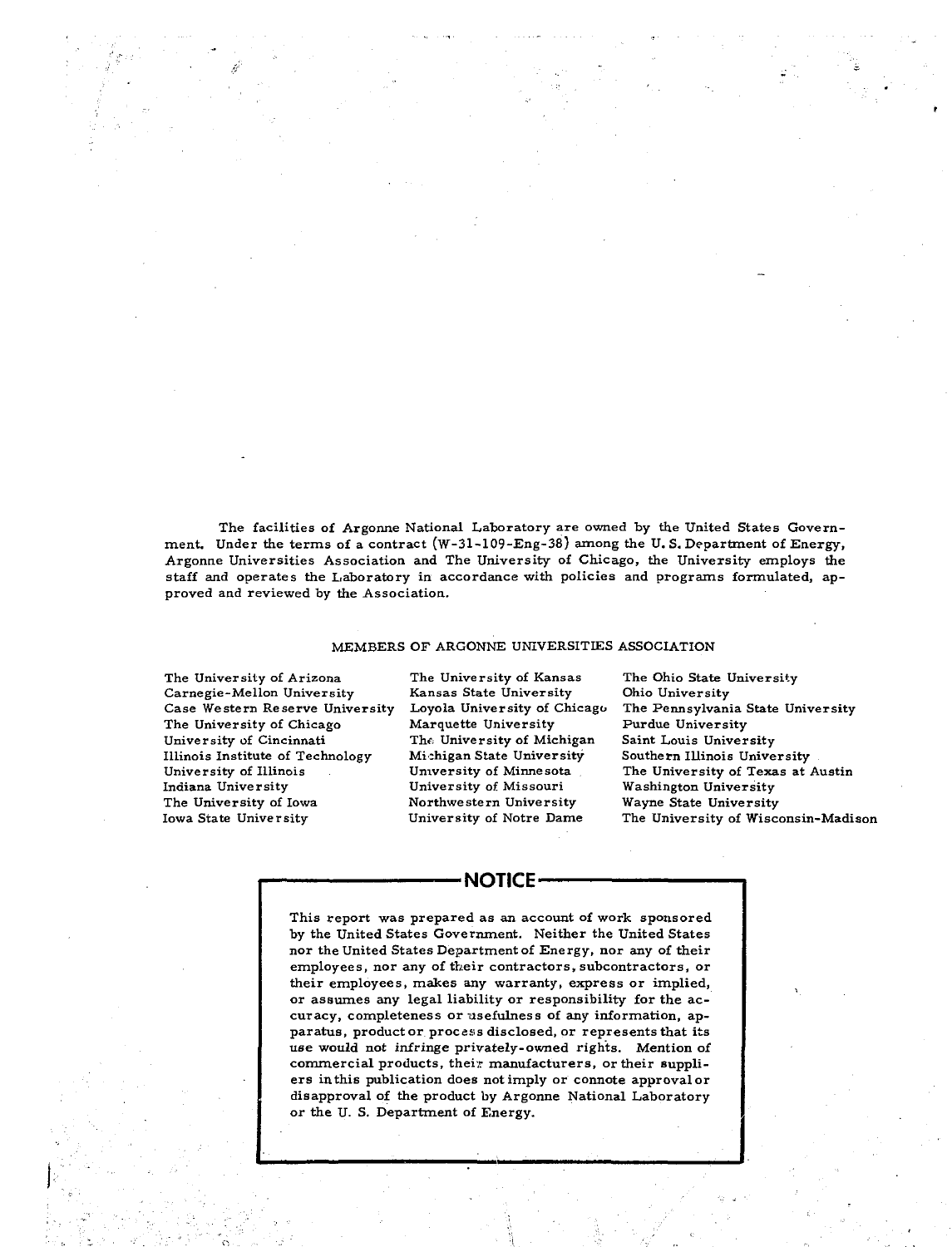The facilities of Argonne National Laboratory are owned by the United States Government. Under the terms of a contract (W-31-109-Eng-38) among the U. S. Department of Energy, Argonne Universities Association and The University of Chicago, the University employs the staff and operates the Laboratory in accordance with policies and programs formulated, approved and reviewed by the Association.

MEMBERS OF ARGONNE UNIVERSITIES ASSOCIATION

The University of Arizona
Carnegie-Mellon University
Case Western Reserve University
The University of Chicago
University of Cincinnati
Illinois Institute of Technology
University of Illinois
Indiana University
The University of Iowa
Iowa State University
The University of Kansas
Kansas State University
Loyola University of Chicago
Marquette University
The University of Michigan
Michigan State University
University of Minnesota
University of Missouri
Northwestern University
University of Notre Dame
The Ohio State University
Ohio University
The Pennsylvania State University
Purdue University
Saint Louis University
Southern Illinois University
The University of Texas at Austin
Washington University
Wayne State University
The University of Wisconsin-Madison

## NOTICE

This report was prepared as an account of work sponsored by the United States Government. Neither the United States nor the United States Department of Energy, nor any of their employees, nor any of their contractors, subcontractors, or their employees, makes any warranty, express or implied, or assumes any legal liability or responsibility for the accuracy, completeness or usefulness of any information, apparatus, product or process disclosed, or represents that its use would not infringe privately-owned rights. Mention of commercial products, their manufacturers, or their suppliers in this publication does not imply or connote approval or disapproval of the product by Argonne National Laboratory or the U. S. Department of Energy.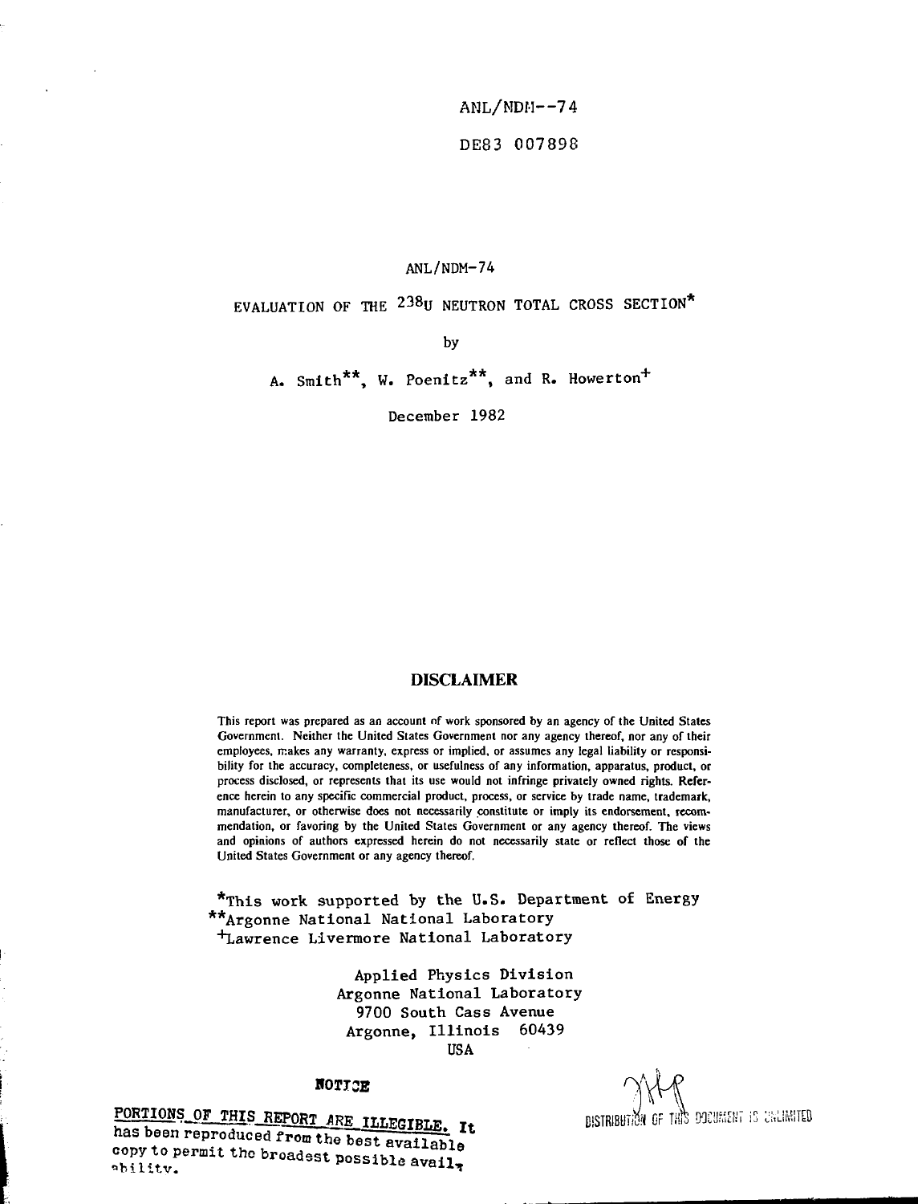ANL/NDM--74

DE83 007898

ANL/NDM-74

EVALUATION OF THE $^{238}U$ NEUTRON TOTAL CROSS SECTION*

by

A. Smith**, W. Poenitz**, and R. Howerton+

December 1982

## DISCLAIMER

This report was prepared as an account of work sponsored by an agency of the United States Government. Neither the United States Government nor any agency thereof, nor any of their employees, makes any warranty, express or implied, or assumes any legal liability or responsibility for the accuracy, completeness, or usefulness of any information, apparatus, product, or process disclosed, or represents that its use would not infringe privately owned rights. Reference herein to any specific commercial product, process, or service by trade name, trademark, manufacturer, or otherwise does not necessarily constitute or imply its endorsement, recommendation, or favoring by the United States Government or any agency thereof. The views and opinions of authors expressed herein do not necessarily state or reflect those of the United States Government or any agency thereof.

*This work supported by the U.S. Department of Energy
**Argonne National National Laboratory
+Lawrence Livermore National Laboratory

Applied Physics Division
Argonne National Laboratory
9700 South Cass Avenue
Argonne, Illinois 60439
USA

**NOTICE**

PORTIONS OF THIS REPORT ARE ILLEGIBLE. It has been reproduced from the best available copy to permit the broadest possible availability.

DISTRIBUTION OF THIS DOCUMENT IS UNLIMITED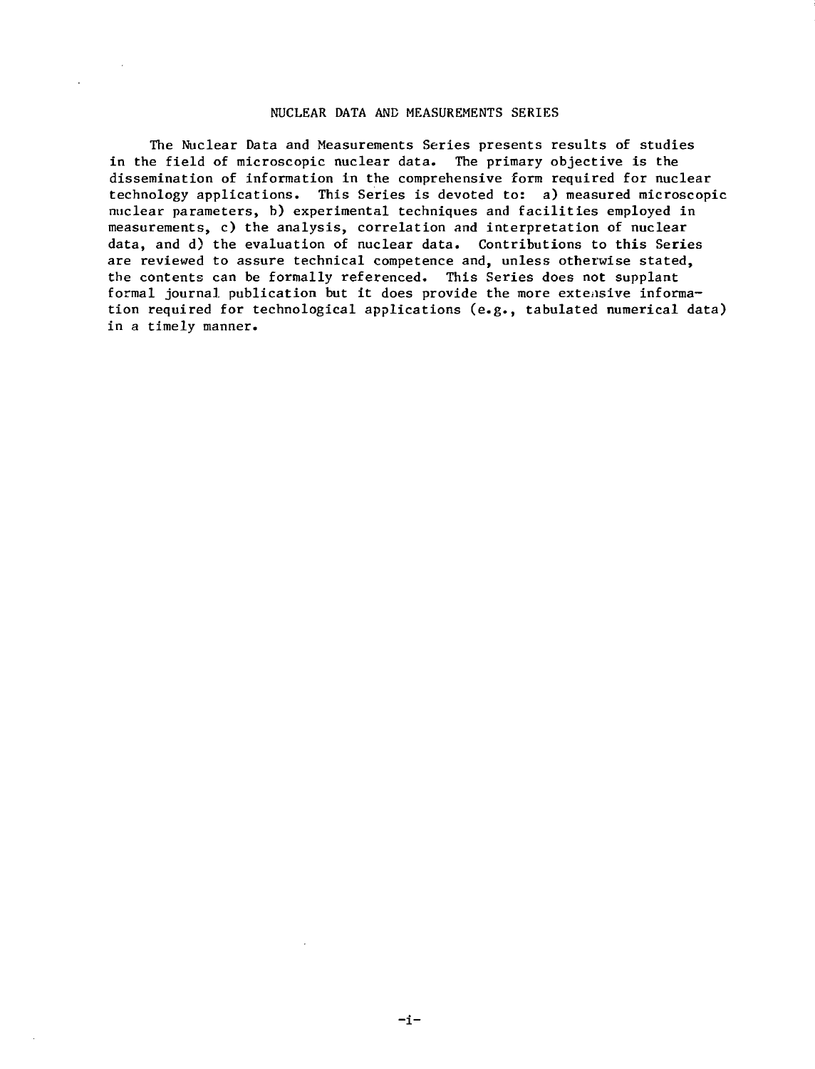# NUCLEAR DATA AND MEASUREMENTS SERIES

The Nuclear Data and Measurements Series presents results of studies in the field of microscopic nuclear data. The primary objective is the dissemination of information in the comprehensive form required for nuclear technology applications. This Series is devoted to: a) measured microscopic nuclear parameters, b) experimental techniques and facilities employed in measurements, c) the analysis, correlation and interpretation of nuclear data, and d) the evaluation of nuclear data. Contributions to this Series are reviewed to assure technical competence and, unless otherwise stated, the contents can be formally referenced. This Series does not supplant formal journal publication but it does provide the more extensive information required for technological applications (e.g., tabulated numerical data) in a timely manner.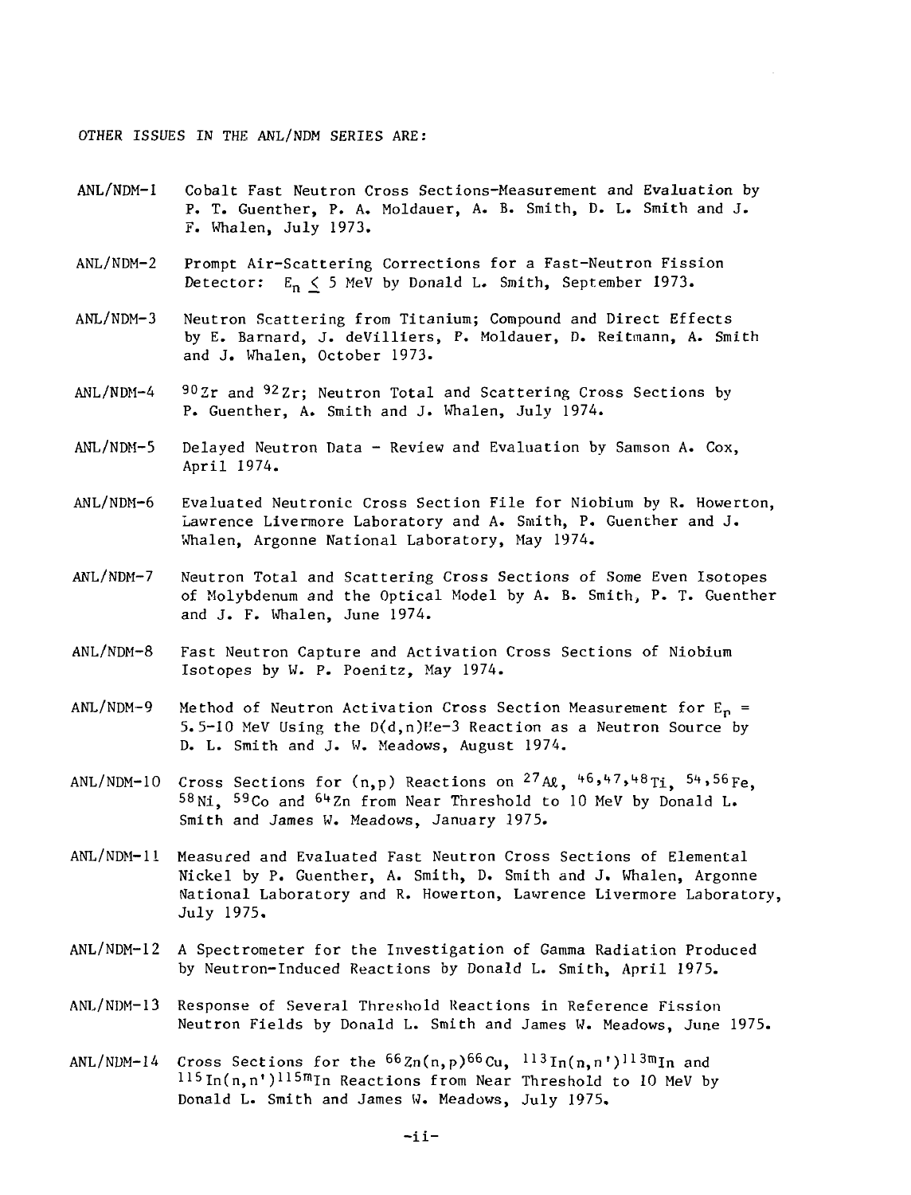OTHER ISSUES IN THE ANL/NDM SERIES ARE:

ANL/NDM-1 Cobalt Fast Neutron Cross Sections-Measurement and Evaluation by P. T. Guenther, P. A. Moldauer, A. B. Smith, D. L. Smith and J. F. Whalen, July 1973.

ANL/NDM-2 Prompt Air-Scattering Corrections for a Fast-Neutron Fission Detector: $E_n \leq 5$ MeV by Donald L. Smith, September 1973.

ANL/NDM-3 Neutron Scattering from Titanium; Compound and Direct Effects by E. Barnard, J. deVilliers, P. Moldauer, D. Reitmann, A. Smith and J. Whalen, October 1973.

ANL/NDM-4 $^{90}$Zr and $^{92}$Zr; Neutron Total and Scattering Cross Sections by P. Guenther, A. Smith and J. Whalen, July 1974.

ANL/NDM-5 Delayed Neutron Data - Review and Evaluation by Samson A. Cox, April 1974.

ANL/NDM-6 Evaluated Neutronic Cross Section File for Niobium by R. Howerton, Lawrence Livermore Laboratory and A. Smith, P. Guenther and J. Whalen, Argonne National Laboratory, May 1974.

ANL/NDM-7 Neutron Total and Scattering Cross Sections of Some Even Isotopes of Molybdenum and the Optical Model by A. B. Smith, P. T. Guenther and J. F. Whalen, June 1974.

ANL/NDM-8 Fast Neutron Capture and Activation Cross Sections of Niobium Isotopes by W. P. Poenitz, May 1974.

ANL/NDM-9 Method of Neutron Activation Cross Section Measurement for $E_n$ = 5.5-10 MeV Using the D(d,n)He-3 Reaction as a Neutron Source by D. L. Smith and J. W. Meadows, August 1974.

ANL/NDM-10 Cross Sections for (n,p) Reactions on $^{27}$Al, $^{46,47,48}$Ti, $^{54,56}$Fe, $^{58}$Ni, $^{59}$Co and $^{64}$Zn from Near Threshold to 10 MeV by Donald L. Smith and James W. Meadows, January 1975.

ANL/NDM-11 Measured and Evaluated Fast Neutron Cross Sections of Elemental Nickel by P. Guenther, A. Smith, D. Smith and J. Whalen, Argonne National Laboratory and R. Howerton, Lawrence Livermore Laboratory, July 1975.

ANL/NDM-12 A Spectrometer for the Investigation of Gamma Radiation Produced by Neutron-Induced Reactions by Donald L. Smith, April 1975.

ANL/NDM-13 Response of Several Threshold Reactions in Reference Fission Neutron Fields by Donald L. Smith and James W. Meadows, June 1975.

ANL/NDM-14 Cross Sections for the $^{66}$Zn(n,p)$^{66}$Cu, $^{113}$In(n,n')$^{113m}$In and $^{115}$In(n,n')$^{115m}$In Reactions from Near Threshold to 10 MeV by Donald L. Smith and James W. Meadows, July 1975.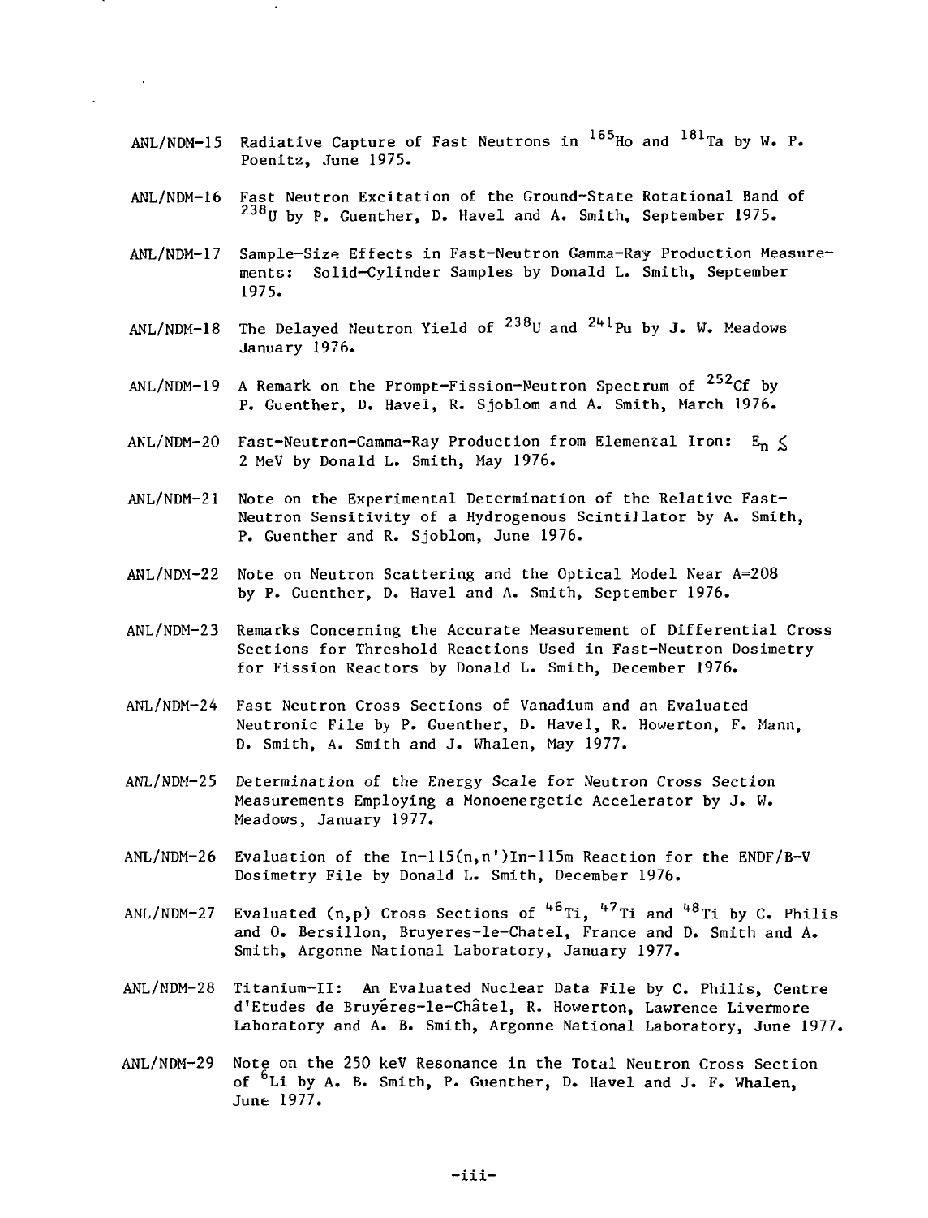ANL/NDM-15 Radiative Capture of Fast Neutrons in $^{165}$Ho and $^{181}$Ta by W. P. Poenitz, June 1975.

ANL/NDM-16 Fast Neutron Excitation of the Ground-State Rotational Band of $^{238}$U by P. Guenther, D. Havel and A. Smith, September 1975.

ANL/NDM-17 Sample-Size Effects in Fast-Neutron Gamma-Ray Production Measurements: Solid-Cylinder Samples by Donald L. Smith, September 1975.

ANL/NDM-18 The Delayed Neutron Yield of $^{238}$U and $^{241}$Pu by J. W. Meadows January 1976.

ANL/NDM-19 A Remark on the Prompt-Fission-Neutron Spectrum of $^{252}$Cf by P. Guenther, D. Havel, R. Sjoblom and A. Smith, March 1976.

ANL/NDM-20 Fast-Neutron-Gamma-Ray Production from Elemental Iron: $E_n \lesssim$ 2 MeV by Donald L. Smith, May 1976.

ANL/NDM-21 Note on the Experimental Determination of the Relative Fast-Neutron Sensitivity of a Hydrogenous Scintillator by A. Smith, P. Guenther and R. Sjoblom, June 1976.

ANL/NDM-22 Note on Neutron Scattering and the Optical Model Near A=208 by P. Guenther, D. Havel and A. Smith, September 1976.

ANL/NDM-23 Remarks Concerning the Accurate Measurement of Differential Cross Sections for Threshold Reactions Used in Fast-Neutron Dosimetry for Fission Reactors by Donald L. Smith, December 1976.

ANL/NDM-24 Fast Neutron Cross Sections of Vanadium and an Evaluated Neutronic File by P. Guenther, D. Havel, R. Howerton, F. Mann, D. Smith, A. Smith and J. Whalen, May 1977.

ANL/NDM-25 Determination of the Energy Scale for Neutron Cross Section Measurements Employing a Monoenergetic Accelerator by J. W. Meadows, January 1977.

ANL/NDM-26 Evaluation of the In-115(n,n')In-115m Reaction for the ENDF/B-V Dosimetry File by Donald L. Smith, December 1976.

ANL/NDM-27 Evaluated (n,p) Cross Sections of $^{46}$Ti, $^{47}$Ti and $^{48}$Ti by C. Philis and O. Bersillon, Bruyeres-le-Chatel, France and D. Smith and A. Smith, Argonne National Laboratory, January 1977.

ANL/NDM-28 Titanium-II: An Evaluated Nuclear Data File by C. Philis, Centre d'Etudes de Bruyéres-le-Châtel, R. Howerton, Lawrence Livermore Laboratory and A. B. Smith, Argonne National Laboratory, June 1977.

ANL/NDM-29 Note on the 250 keV Resonance in the Total Neutron Cross Section of $^{6}$Li by A. B. Smith, P. Guenther, D. Havel and J. F. Whalen, June 1977.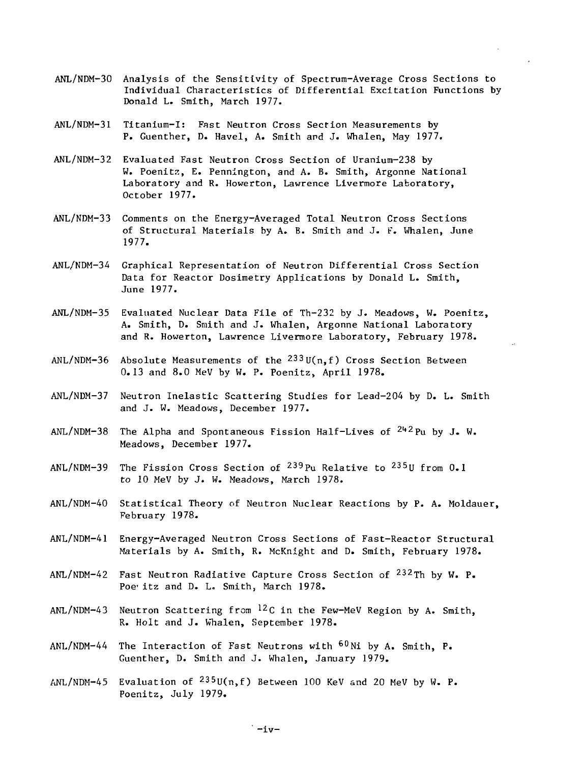ANL/NDM-30 Analysis of the Sensitivity of Spectrum-Average Cross Sections to Individual Characteristics of Differential Excitation Functions by Donald L. Smith, March 1977.

ANL/NDM-31 Titanium-I: Fast Neutron Cross Section Measurements by P. Guenther, D. Havel, A. Smith and J. Whalen, May 1977.

ANL/NDM-32 Evaluated Fast Neutron Cross Section of Uranium-238 by W. Poenitz, E. Pennington, and A. B. Smith, Argonne National Laboratory and R. Howerton, Lawrence Livermore Laboratory, October 1977.

ANL/NDM-33 Comments on the Energy-Averaged Total Neutron Cross Sections of Structural Materials by A. B. Smith and J. F. Whalen, June 1977.

ANL/NDM-34 Graphical Representation of Neutron Differential Cross Section Data for Reactor Dosimetry Applications by Donald L. Smith, June 1977.

ANL/NDM-35 Evaluated Nuclear Data File of Th-232 by J. Meadows, W. Poenitz, A. Smith, D. Smith and J. Whalen, Argonne National Laboratory and R. Howerton, Lawrence Livermore Laboratory, February 1978.

ANL/NDM-36 Absolute Measurements of the $^{233}U(n,f)$ Cross Section Between 0.13 and 8.0 MeV by W. P. Poenitz, April 1978.

ANL/NDM-37 Neutron Inelastic Scattering Studies for Lead-204 by D. L. Smith and J. W. Meadows, December 1977.

ANL/NDM-38 The Alpha and Spontaneous Fission Half-Lives of $^{242}Pu$ by J. W. Meadows, December 1977.

ANL/NDM-39 The Fission Cross Section of $^{239}Pu$ Relative to $^{235}U$ from 0.1 to 10 MeV by J. W. Meadows, March 1978.

ANL/NDM-40 Statistical Theory of Neutron Nuclear Reactions by P. A. Moldauer, February 1978.

ANL/NDM-41 Energy-Averaged Neutron Cross Sections of Fast-Reactor Structural Materials by A. Smith, R. McKnight and D. Smith, February 1978.

ANL/NDM-42 Fast Neutron Radiative Capture Cross Section of $^{232}Th$ by W. P. Poe' itz and D. L. Smith, March 1978.

ANL/NDM-43 Neutron Scattering from $^{12}C$ in the Few-MeV Region by A. Smith, R. Holt and J. Whalen, September 1978.

ANL/NDM-44 The Interaction of Fast Neutrons with $^{60}Ni$ by A. Smith, P. Guenther, D. Smith and J. Whalen, January 1979.

ANL/NDM-45 Evaluation of $^{235}U(n,f)$ Between 100 KeV and 20 MeV by W. P. Poenitz, July 1979.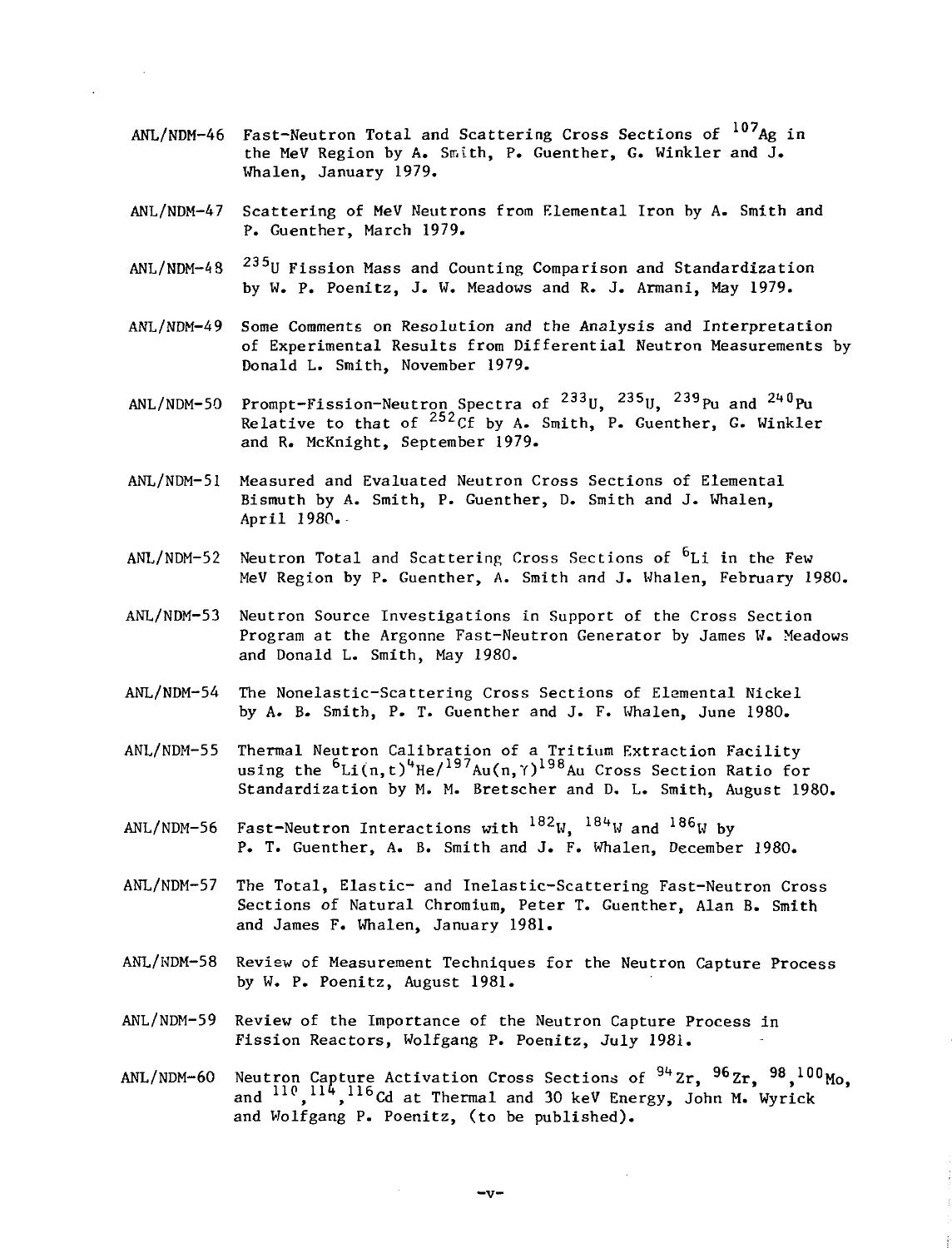ANL/NDM-46 Fast-Neutron Total and Scattering Cross Sections of $^{107}Ag$ in the MeV Region by A. Smith, P. Guenther, G. Winkler and J. Whalen, January 1979.

ANL/NDM-47 Scattering of MeV Neutrons from Elemental Iron by A. Smith and P. Guenther, March 1979.

ANL/NDM-48 $^{235}U$ Fission Mass and Counting Comparison and Standardization by W. P. Poenitz, J. W. Meadows and R. J. Armani, May 1979.

ANL/NDM-49 Some Comments on Resolution and the Analysis and Interpretation of Experimental Results from Differential Neutron Measurements by Donald L. Smith, November 1979.

ANL/NDM-50 Prompt-Fission-Neutron Spectra of $^{233}U$, $^{235}U$, $^{239}Pu$ and $^{240}Pu$ Relative to that of $^{252}Cf$ by A. Smith, P. Guenther, G. Winkler and R. McKnight, September 1979.

ANL/NDM-51 Measured and Evaluated Neutron Cross Sections of Elemental Bismuth by A. Smith, P. Guenther, D. Smith and J. Whalen, April 1980.

ANL/NDM-52 Neutron Total and Scattering Cross Sections of $^{6}Li$ in the Few MeV Region by P. Guenther, A. Smith and J. Whalen, February 1980.

ANL/NDM-53 Neutron Source Investigations in Support of the Cross Section Program at the Argonne Fast-Neutron Generator by James W. Meadows and Donald L. Smith, May 1980.

ANL/NDM-54 The Nonelastic-Scattering Cross Sections of Elemental Nickel by A. B. Smith, P. T. Guenther and J. F. Whalen, June 1980.

ANL/NDM-55 Thermal Neutron Calibration of a Tritium Extraction Facility using the $^{6}Li(n,t)^{4}He/^{197}Au(n,\gamma)^{198}Au$ Cross Section Ratio for Standardization by M. M. Bretscher and D. L. Smith, August 1980.

ANL/NDM-56 Fast-Neutron Interactions with $^{182}W$, $^{184}W$ and $^{186}W$ by P. T. Guenther, A. B. Smith and J. F. Whalen, December 1980.

ANL/NDM-57 The Total, Elastic- and Inelastic-Scattering Fast-Neutron Cross Sections of Natural Chromium, Peter T. Guenther, Alan B. Smith and James F. Whalen, January 1981.

ANL/NDM-58 Review of Measurement Techniques for the Neutron Capture Process by W. P. Poenitz, August 1981.

ANL/NDM-59 Review of the Importance of the Neutron Capture Process in Fission Reactors, Wolfgang P. Poenitz, July 1981.

ANL/NDM-60 Neutron Capture Activation Cross Sections of $^{94}Zr$, $^{96}Zr$, $^{98,100}Mo$, and $^{110,114,116}Cd$ at Thermal and 30 keV Energy, John M. Wyrick and Wolfgang P. Poenitz, (to be published).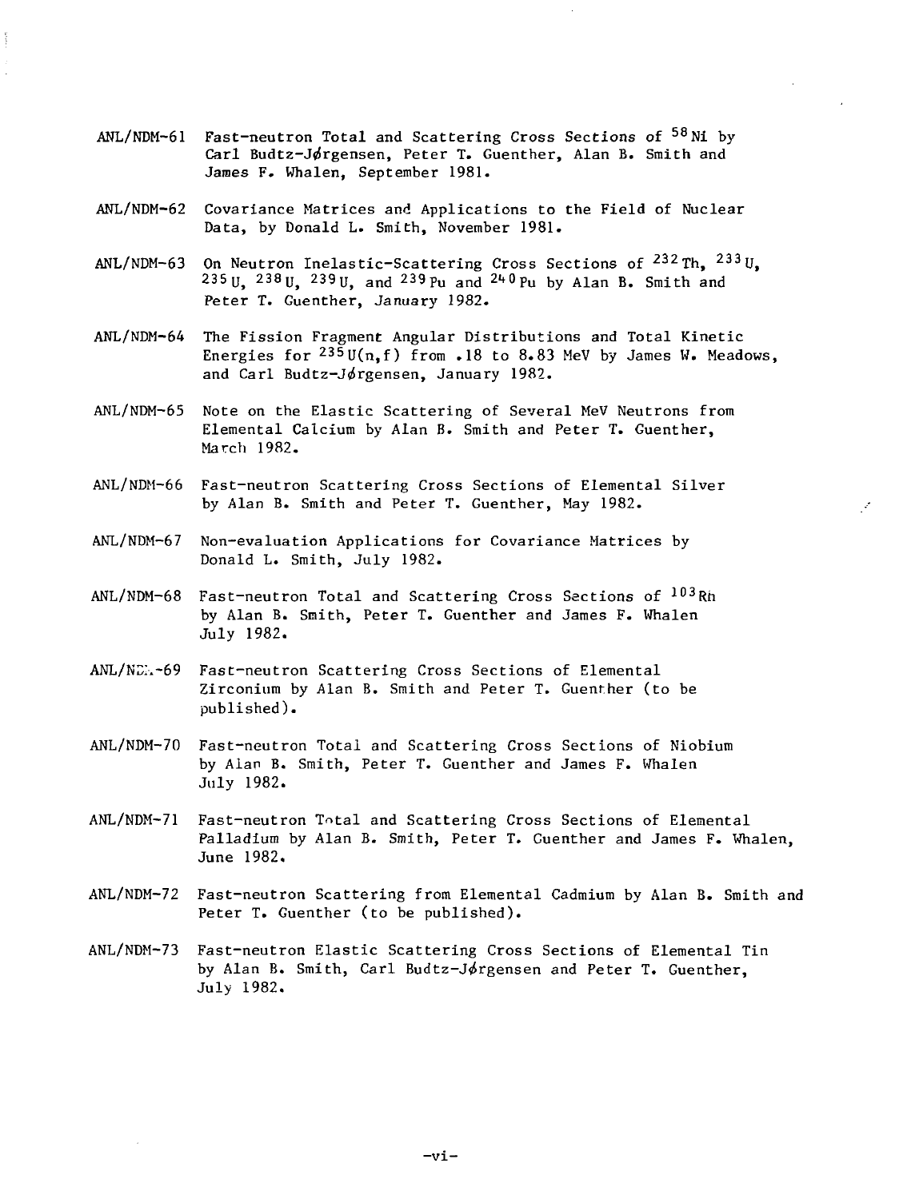ANL/NDM-61 Fast-neutron Total and Scattering Cross Sections of $^{58}$Ni by Carl Budtz-Jørgensen, Peter T. Guenther, Alan B. Smith and James F. Whalen, September 1981.

ANL/NDM-62 Covariance Matrices and Applications to the Field of Nuclear Data, by Donald L. Smith, November 1981.

ANL/NDM-63 On Neutron Inelastic-Scattering Cross Sections of $^{232}$Th, $^{233}$U, $^{235}$U, $^{238}$U, $^{239}$U, and $^{239}$Pu and $^{240}$Pu by Alan B. Smith and Peter T. Guenther, January 1982.

ANL/NDM-64 The Fission Fragment Angular Distributions and Total Kinetic Energies for $^{235}$U(n,f) from .18 to 8.83 MeV by James W. Meadows, and Carl Budtz-Jørgensen, January 1982.

ANL/NDM-65 Note on the Elastic Scattering of Several MeV Neutrons from Elemental Calcium by Alan B. Smith and Peter T. Guenther, March 1982.

ANL/NDM-66 Fast-neutron Scattering Cross Sections of Elemental Silver by Alan B. Smith and Peter T. Guenther, May 1982.

ANL/NDM-67 Non-evaluation Applications for Covariance Matrices by Donald L. Smith, July 1982.

ANL/NDM-68 Fast-neutron Total and Scattering Cross Sections of $^{103}$Rh by Alan B. Smith, Peter T. Guenther and James F. Whalen July 1982.

ANL/NDM-69 Fast-neutron Scattering Cross Sections of Elemental Zirconium by Alan B. Smith and Peter T. Guenther (to be published).

ANL/NDM-70 Fast-neutron Total and Scattering Cross Sections of Niobium by Alan B. Smith, Peter T. Guenther and James F. Whalen July 1982.

ANL/NDM-71 Fast-neutron Total and Scattering Cross Sections of Elemental Palladium by Alan B. Smith, Peter T. Guenther and James F. Whalen, June 1982.

ANL/NDM-72 Fast-neutron Scattering from Elemental Cadmium by Alan B. Smith and Peter T. Guenther (to be published).

ANL/NDM-73 Fast-neutron Elastic Scattering Cross Sections of Elemental Tin by Alan B. Smith, Carl Budtz-Jørgensen and Peter T. Guenther, July 1982.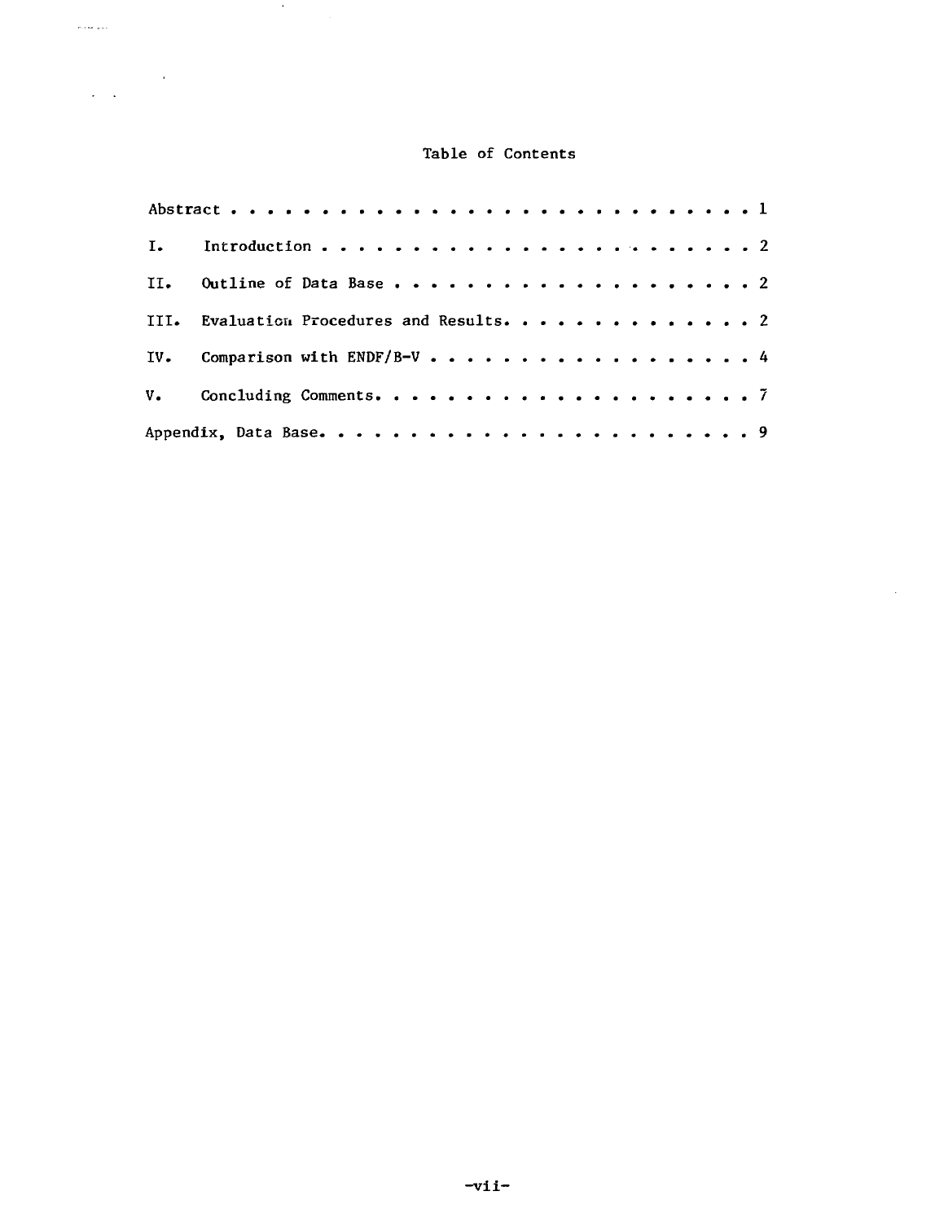# Table of Contents

| | | |
|---|---|---|
| Abstract | | 1 |
| I. | Introduction | 2 |
| II. | Outline of Data Base | 2 |
| III. | Evaluation Procedures and Results | 2 |
| IV. | Comparison with ENDF/B-V | 4 |
| V. | Concluding Comments | 7 |
| Appendix, Data Base | | 9 |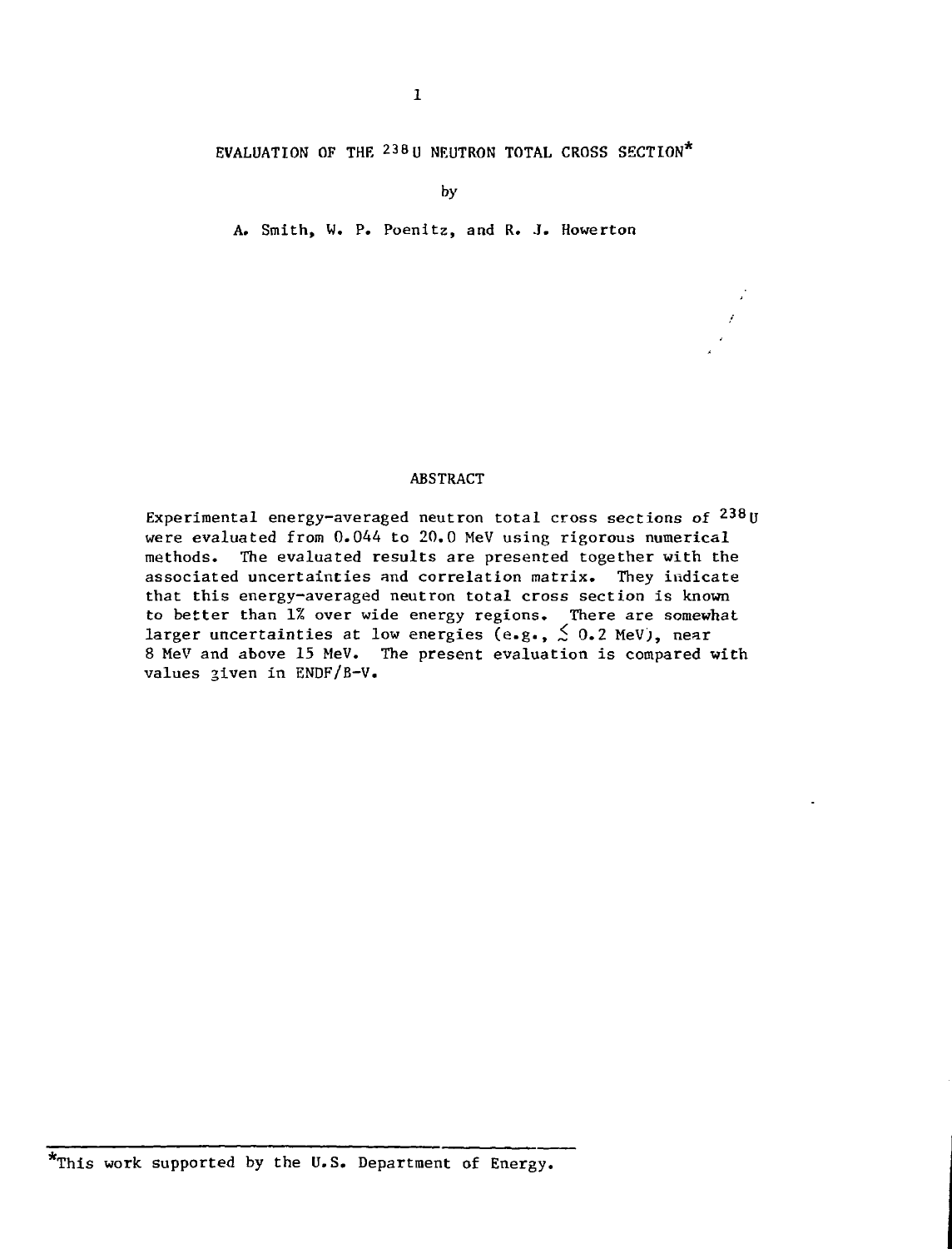# EVALUATION OF THE $^{238}U$ NEUTRON TOTAL CROSS SECTION*

by

A. Smith, W. P. Poenitz, and R. J. Howerton

## ABSTRACT

Experimental energy-averaged neutron total cross sections of $^{238}U$ were evaluated from 0.044 to 20.0 MeV using rigorous numerical methods. The evaluated results are presented together with the associated uncertainties and correlation matrix. They indicate that this energy-averaged neutron total cross section is known to better than 1% over wide energy regions. There are somewhat larger uncertainties at low energies (e.g., $\lesssim$ 0.2 MeV), near 8 MeV and above 15 MeV. The present evaluation is compared with values given in ENDF/B-V.

*This work supported by the U.S. Department of Energy.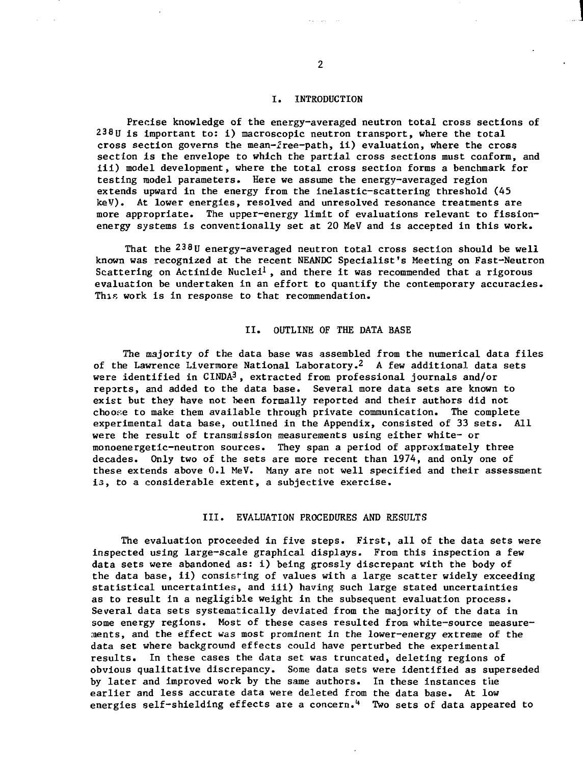## I. INTRODUCTION

Precise knowledge of the energy-averaged neutron total cross sections of $^{238}U$ is important to: i) macroscopic neutron transport, where the total cross section governs the mean-free-path, ii) evaluation, where the cross section is the envelope to which the partial cross sections must conform, and iii) model development, where the total cross section forms a benchmark for testing model parameters. Here we assume the energy-averaged region extends upward in the energy from the inelastic-scattering threshold (45 keV). At lower energies, resolved and unresolved resonance treatments are more appropriate. The upper-energy limit of evaluations relevant to fission-energy systems is conventionally set at 20 MeV and is accepted in this work.

That the $^{238}U$ energy-averaged neutron total cross section should be well known was recognized at the recent NEANDC Specialist's Meeting on Fast-Neutron Scattering on Actinide Nuclei[1], and there it was recommended that a rigorous evaluation be undertaken in an effort to quantify the contemporary accuracies. This work is in response to that recommendation.

## II. OUTLINE OF THE DATA BASE

The majority of the data base was assembled from the numerical data files of the Lawrence Livermore National Laboratory.[2] A few additional data sets were identified in CINDA[3], extracted from professional journals and/or reports, and added to the data base. Several more data sets are known to exist but they have not been formally reported and their authors did not choose to make them available through private communication. The complete experimental data base, outlined in the Appendix, consisted of 33 sets. All were the result of transmission measurements using either white- or monoenergetic-neutron sources. They span a period of approximately three decades. Only two of the sets are more recent than 1974, and only one of these extends above 0.1 MeV. Many are not well specified and their assessment is, to a considerable extent, a subjective exercise.

## III. EVALUATION PROCEDURES AND RESULTS

The evaluation proceeded in five steps. First, all of the data sets were inspected using large-scale graphical displays. From this inspection a few data sets were abandoned as: i) being grossly discrepant with the body of the data base, ii) consisting of values with a large scatter widely exceeding statistical uncertainties, and iii) having such large stated uncertainties as to result in a negligible weight in the subsequent evaluation process. Several data sets systematically deviated from the majority of the data in some energy regions. Most of these cases resulted from white-source measurements, and the effect was most prominent in the lower-energy extreme of the data set where background effects could have perturbed the experimental results. In these cases the data set was truncated, deleting regions of obvious qualitative discrepancy. Some data sets were identified as superseded by later and improved work by the same authors. In these instances the earlier and less accurate data were deleted from the data base. At low energies self-shielding effects are a concern.[4] Two sets of data appeared to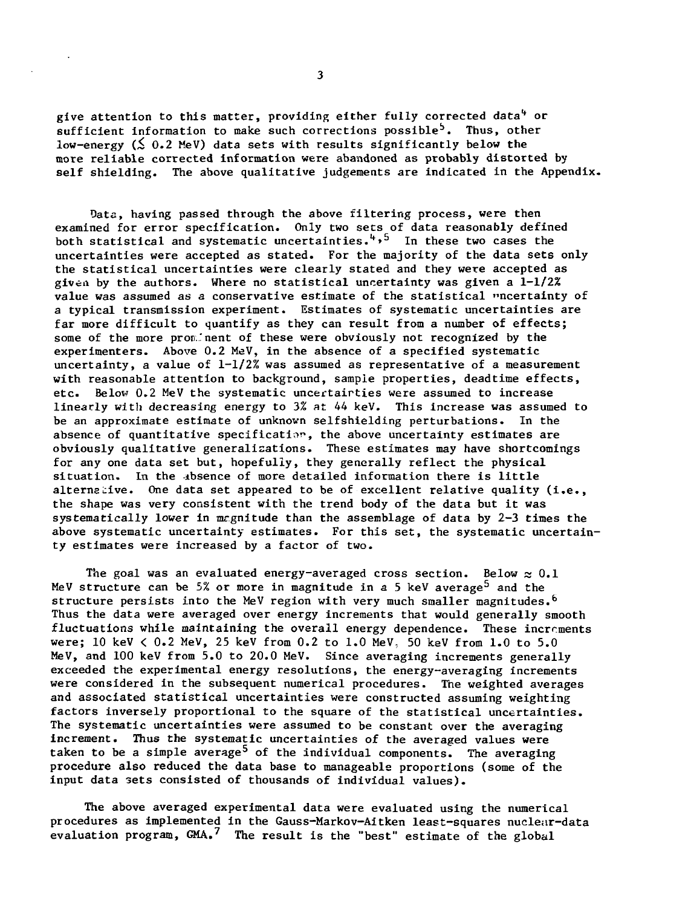give attention to this matter, providing either fully corrected data[4] or sufficient information to make such corrections possible[5]. Thus, other low-energy ($\lesssim$ 0.2 MeV) data sets with results significantly below the more reliable corrected information were abandoned as probably distorted by self shielding. The above qualitative judgements are indicated in the Appendix.

Data, having passed through the above filtering process, were then examined for error specification. Only two sets of data reasonably defined both statistical and systematic uncertainties.[4,5] In these two cases the uncertainties were accepted as stated. For the majority of the data sets only the statistical uncertainties were clearly stated and they were accepted as given by the authors. Where no statistical uncertainty was given a 1-1/2% value was assumed as a conservative estimate of the statistical uncertainty of a typical transmission experiment. Estimates of systematic uncertainties are far more difficult to quantify as they can result from a number of effects; some of the more prominent of these were obviously not recognized by the experimenters. Above 0.2 MeV, in the absence of a specified systematic uncertainty, a value of 1-1/2% was assumed as representative of a measurement with reasonable attention to background, sample properties, deadtime effects, etc. Below 0.2 MeV the systematic uncertainties were assumed to increase linearly with decreasing energy to 3% at 44 keV. This increase was assumed to be an approximate estimate of unknown selfshielding perturbations. In the absence of quantitative specification, the above uncertainty estimates are obviously qualitative generalizations. These estimates may have shortcomings for any one data set but, hopefully, they generally reflect the physical situation. In the absence of more detailed information there is little alternative. One data set appeared to be of excellent relative quality (i.e., the shape was very consistent with the trend body of the data but it was systematically lower in magnitude than the assemblage of data by 2-3 times the above systematic uncertainty estimates. For this set, the systematic uncertainty estimates were increased by a factor of two.

The goal was an evaluated energy-averaged cross section. Below $\approx$ 0.1 MeV structure can be 5% or more in magnitude in a 5 keV average[5] and the structure persists into the MeV region with very much smaller magnitudes.[6] Thus the data were averaged over energy increments that would generally smooth fluctuations while maintaining the overall energy dependence. These increments were; 10 keV < 0.2 MeV, 25 keV from 0.2 to 1.0 MeV, 50 keV from 1.0 to 5.0 MeV, and 100 keV from 5.0 to 20.0 MeV. Since averaging increments generally exceeded the experimental energy resolutions, the energy-averaging increments were considered in the subsequent numerical procedures. The weighted averages and associated statistical uncertainties were constructed assuming weighting factors inversely proportional to the square of the statistical uncertainties. The systematic uncertainties were assumed to be constant over the averaging increment. Thus the systematic uncertainties of the averaged values were taken to be a simple average[5] of the individual components. The averaging procedure also reduced the data base to manageable proportions (some of the input data sets consisted of thousands of individual values).

The above averaged experimental data were evaluated using the numerical procedures as implemented in the Gauss-Markov-Aitken least-squares nuclear-data evaluation program, GMA.[7] The result is the "best" estimate of the global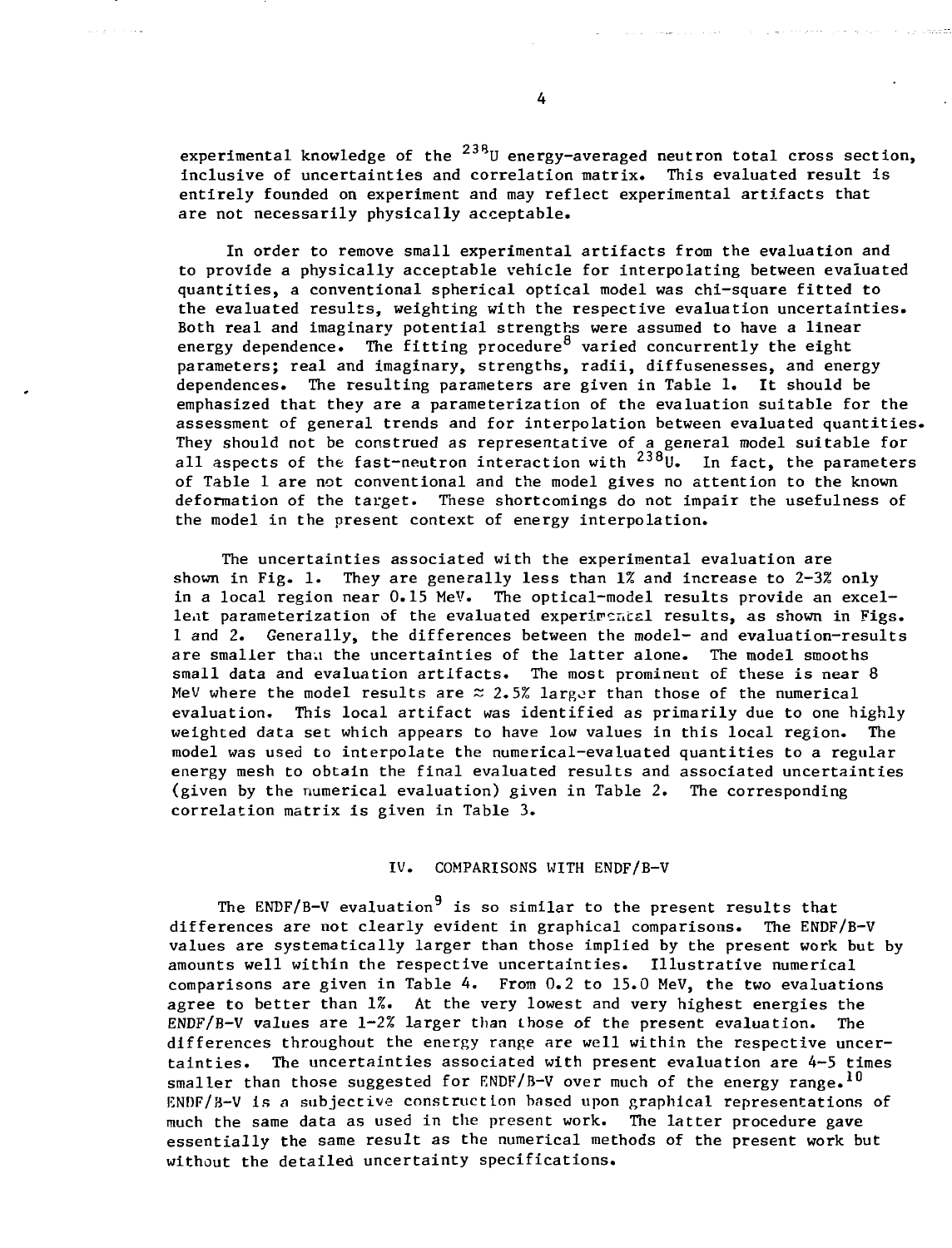experimental knowledge of the $^{238}U$ energy-averaged neutron total cross section, inclusive of uncertainties and correlation matrix. This evaluated result is entirely founded on experiment and may reflect experimental artifacts that are not necessarily physically acceptable.

In order to remove small experimental artifacts from the evaluation and to provide a physically acceptable vehicle for interpolating between evaluated quantities, a conventional spherical optical model was chi-square fitted to the evaluated results, weighting with the respective evaluation uncertainties. Both real and imaginary potential strengths were assumed to have a linear energy dependence. The fitting procedure[8] varied concurrently the eight parameters; real and imaginary, strengths, radii, diffusenesses, and energy dependences. The resulting parameters are given in Table 1. It should be emphasized that they are a parameterization of the evaluation suitable for the assessment of general trends and for interpolation between evaluated quantities. They should not be construed as representative of a general model suitable for all aspects of the fast-neutron interaction with $^{238}U$. In fact, the parameters of Table 1 are not conventional and the model gives no attention to the known deformation of the target. These shortcomings do not impair the usefulness of the model in the present context of energy interpolation.

The uncertainties associated with the experimental evaluation are shown in Fig. 1. They are generally less than 1% and increase to 2-3% only in a local region near 0.15 MeV. The optical-model results provide an excellent parameterization of the evaluated experimental results, as shown in Figs. 1 and 2. Generally, the differences between the model- and evaluation-results are smaller than the uncertainties of the latter alone. The model smooths small data and evaluation artifacts. The most prominent of these is near 8 MeV where the model results are $\approx$ 2.5% larger than those of the numerical evaluation. This local artifact was identified as primarily due to one highly weighted data set which appears to have low values in this local region. The model was used to interpolate the numerical-evaluated quantities to a regular energy mesh to obtain the final evaluated results and associated uncertainties (given by the numerical evaluation) given in Table 2. The corresponding correlation matrix is given in Table 3.

## IV. COMPARISONS WITH ENDF/B-V

The ENDF/B-V evaluation[9] is so similar to the present results that differences are not clearly evident in graphical comparisons. The ENDF/B-V values are systematically larger than those implied by the present work but by amounts well within the respective uncertainties. Illustrative numerical comparisons are given in Table 4. From 0.2 to 15.0 MeV, the two evaluations agree to better than 1%. At the very lowest and very highest energies the ENDF/B-V values are 1-2% larger than those of the present evaluation. The differences throughout the energy range are well within the respective uncertainties. The uncertainties associated with present evaluation are 4-5 times smaller than those suggested for ENDF/B-V over much of the energy range.[10] ENDF/B-V is a subjective construction based upon graphical representations of much the same data as used in the present work. The latter procedure gave essentially the same result as the numerical methods of the present work but without the detailed uncertainty specifications.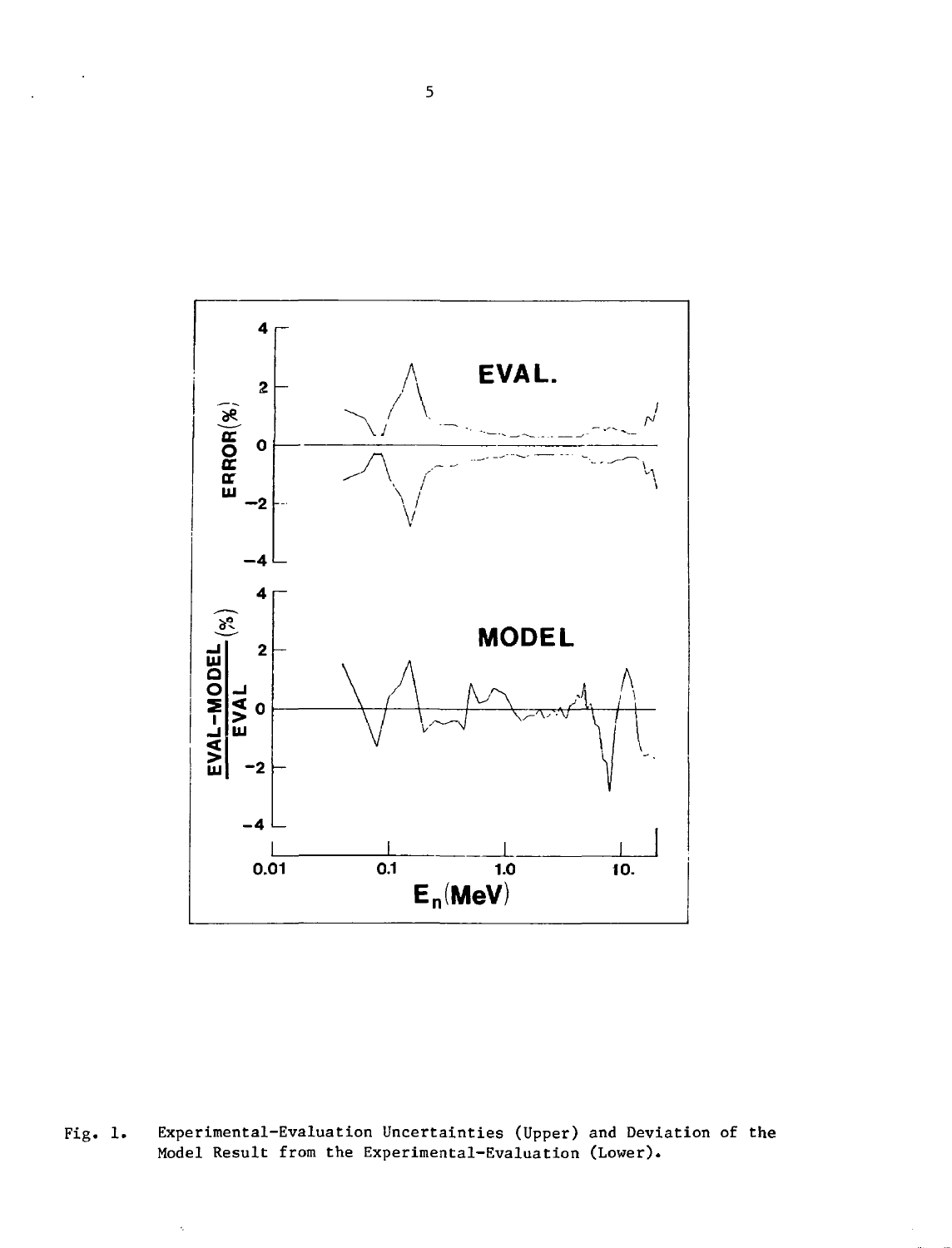Fig. 1. Experimental-Evaluation Uncertainties (Upper) and Deviation of the Model Result from the Experimental-Evaluation (Lower).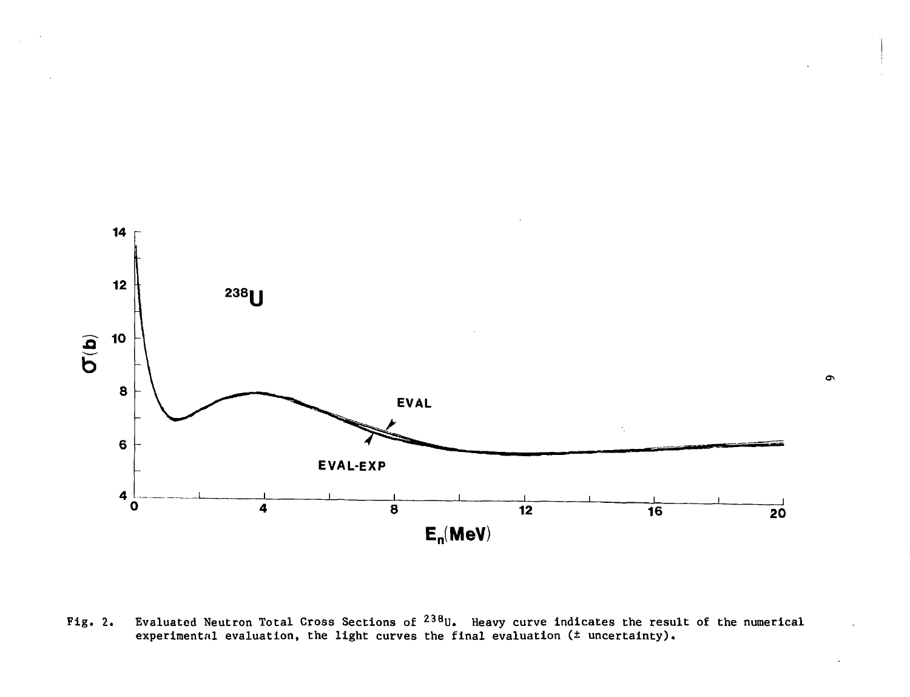Fig. 2. Evaluated Neutron Total Cross Sections of $^{238}$U. Heavy curve indicates the result of the numerical experimental evaluation, the light curves the final evaluation (± uncertainty).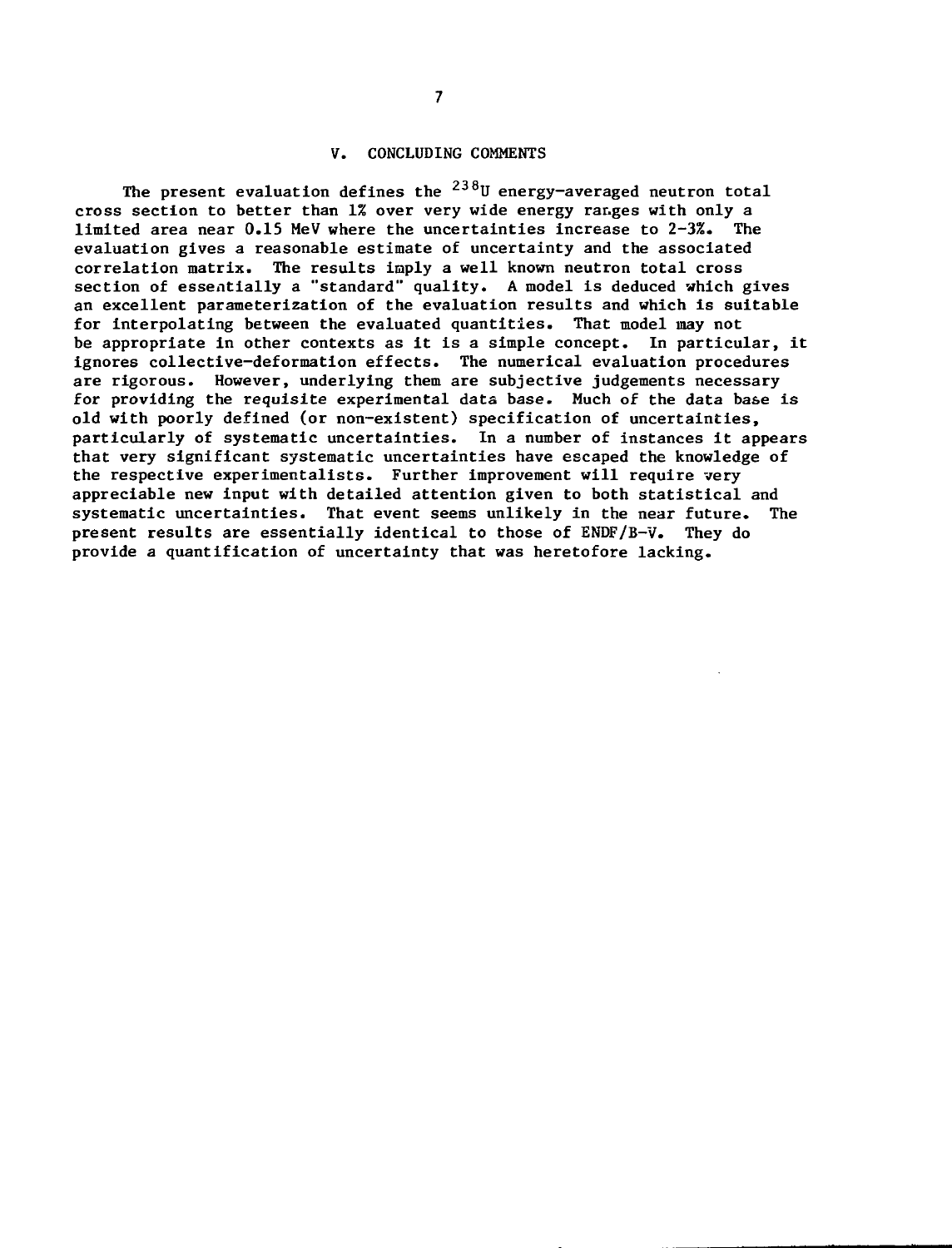## V. CONCLUDING COMMENTS

The present evaluation defines the $^{238}U$ energy-averaged neutron total cross section to better than 1% over very wide energy ranges with only a limited area near 0.15 MeV where the uncertainties increase to 2-3%. The evaluation gives a reasonable estimate of uncertainty and the associated correlation matrix. The results imply a well known neutron total cross section of essentially a "standard" quality. A model is deduced which gives an excellent parameterization of the evaluation results and which is suitable for interpolating between the evaluated quantities. That model may not be appropriate in other contexts as it is a simple concept. In particular, it ignores collective-deformation effects. The numerical evaluation procedures are rigorous. However, underlying them are subjective judgements necessary for providing the requisite experimental data base. Much of the data base is old with poorly defined (or non-existent) specification of uncertainties, particularly of systematic uncertainties. In a number of instances it appears that very significant systematic uncertainties have escaped the knowledge of the respective experimentalists. Further improvement will require very appreciable new input with detailed attention given to both statistical and systematic uncertainties. That event seems unlikely in the near future. The present results are essentially identical to those of ENDF/B-V. They do provide a quantification of uncertainty that was heretofore lacking.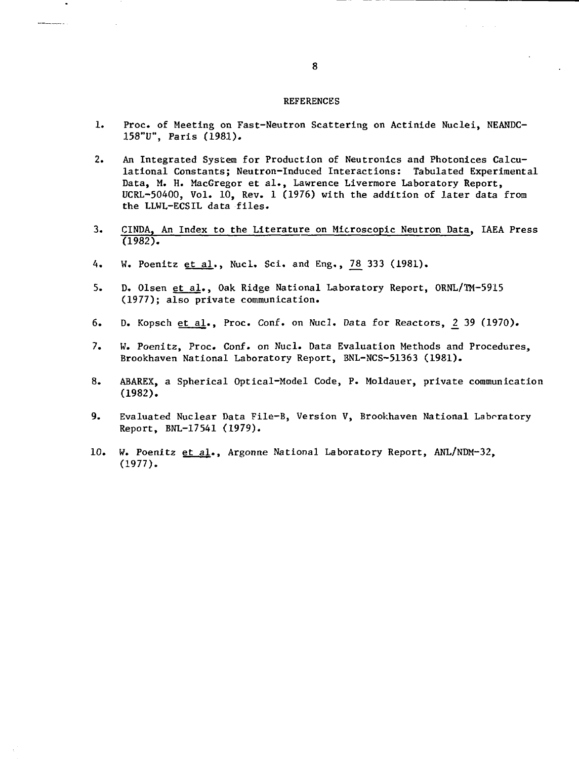## REFERENCES

1. Proc. of Meeting on Fast-Neutron Scattering on Actinide Nuclei, NEANDC-158"U", Paris (1981).

2. An Integrated System for Production of Neutronics and Photonices Calculational Constants; Neutron-Induced Interactions: Tabulated Experimental Data, M. H. MacGregor et al., Lawrence Livermore Laboratory Report, UCRL-50400, Vol. 10, Rev. 1 (1976) with the addition of later data from the LLWL-ECSIL data files.

3. CINDA, An Index to the Literature on Microscopic Neutron Data, IAEA Press (1982).

4. W. Poenitz et al., Nucl. Sci. and Eng., 78 333 (1981).

5. D. Olsen et al., Oak Ridge National Laboratory Report, ORNL/TM-5915 (1977); also private communication.

6. D. Kopsch et al., Proc. Conf. on Nucl. Data for Reactors, 2 39 (1970).

7. W. Poenitz, Proc. Conf. on Nucl. Data Evaluation Methods and Procedures, Brookhaven National Laboratory Report, BNL-NCS-51363 (1981).

8. ABAREX, a Spherical Optical-Model Code, P. Moldauer, private communication (1982).

9. Evaluated Nuclear Data File-B, Version V, Brookhaven National Laboratory Report, BNL-17541 (1979).

10. W. Poenitz et al., Argonne National Laboratory Report, ANL/NDM-32, (1977).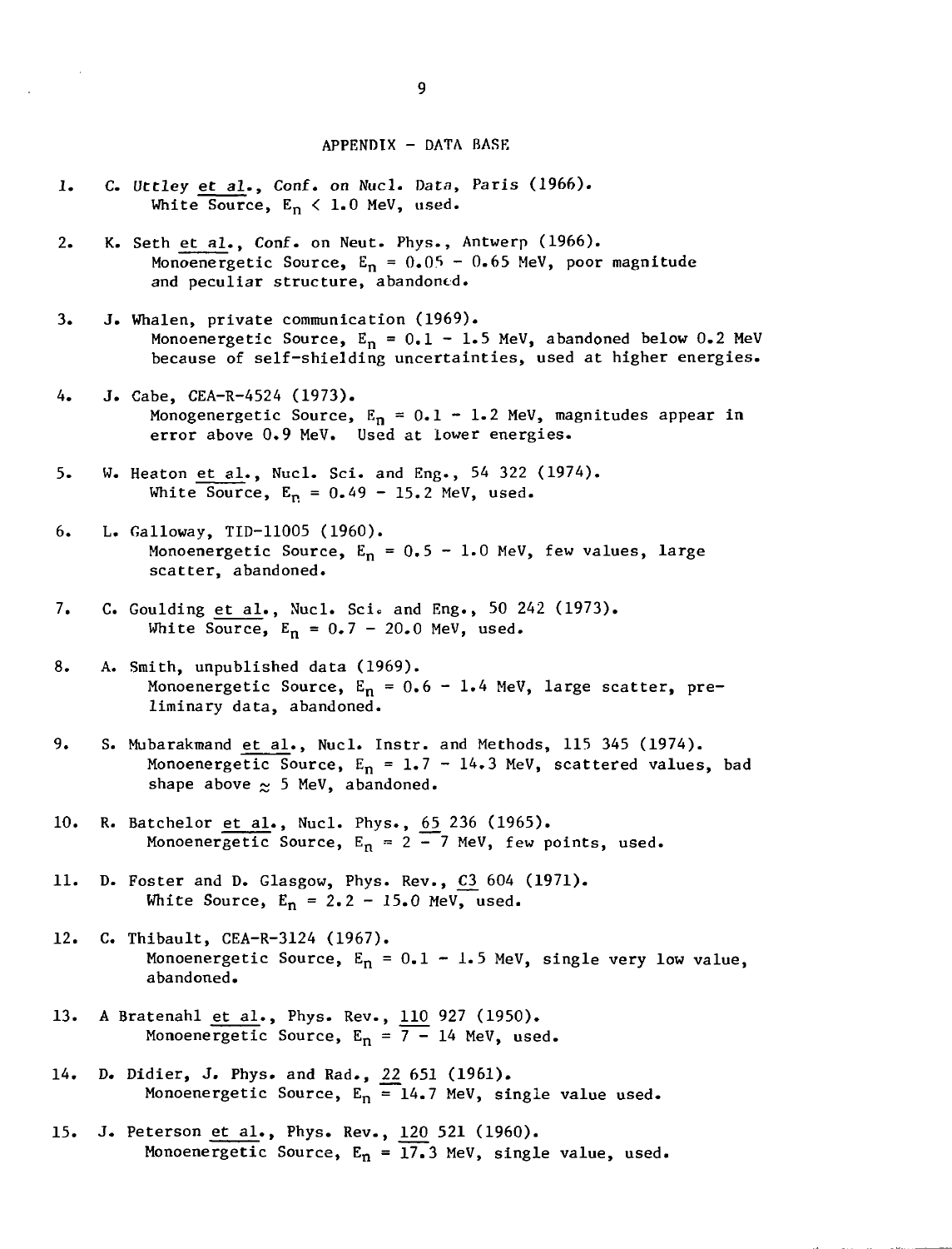## APPENDIX - DATA BASE

1. C. Uttley et al., Conf. on Nucl. Data, Paris (1966).
   White Source, $E_n < 1.0$ MeV, used.

2. K. Seth et al., Conf. on Neut. Phys., Antwerp (1966).
   Monoenergetic Source, $E_n = 0.05 - 0.65$ MeV, poor magnitude and peculiar structure, abandoned.

3. J. Whalen, private communication (1969).
   Monoenergetic Source, $E_n = 0.1 - 1.5$ MeV, abandoned below 0.2 MeV because of self-shielding uncertainties, used at higher energies.

4. J. Cabe, CEA-R-4524 (1973).
   Monogenergetic Source, $E_n = 0.1 - 1.2$ MeV, magnitudes appear in error above 0.9 MeV. Used at lower energies.

5. W. Heaton et al., Nucl. Sci. and Eng., 54 322 (1974).
   White Source, $E_n = 0.49 - 15.2$ MeV, used.

6. L. Galloway, TID-11005 (1960).
   Monoenergetic Source, $E_n = 0.5 - 1.0$ MeV, few values, large scatter, abandoned.

7. C. Goulding et al., Nucl. Sci. and Eng., 50 242 (1973).
   White Source, $E_n = 0.7 - 20.0$ MeV, used.

8. A. Smith, unpublished data (1969).
   Monoenergetic Source, $E_n = 0.6 - 1.4$ MeV, large scatter, preliminary data, abandoned.

9. S. Mubarakmand et al., Nucl. Instr. and Methods, 115 345 (1974).
   Monoenergetic Source, $E_n = 1.7 - 14.3$ MeV, scattered values, bad shape above $\approx 5$ MeV, abandoned.

10. R. Batchelor et al., Nucl. Phys., 65 236 (1965).
    Monoenergetic Source, $E_n = 2 - 7$ MeV, few points, used.

11. D. Foster and D. Glasgow, Phys. Rev., C3 604 (1971).
    White Source, $E_n = 2.2 - 15.0$ MeV, used.

12. C. Thibault, CEA-R-3124 (1967).
    Monoenergetic Source, $E_n = 0.1 - 1.5$ MeV, single very low value, abandoned.

13. A Bratenahl et al., Phys. Rev., 110 927 (1950).
    Monoenergetic Source, $E_n = 7 - 14$ MeV, used.

14. D. Didier, J. Phys. and Rad., 22 651 (1961).
    Monoenergetic Source, $E_n = 14.7$ MeV, single value used.

15. J. Peterson et al., Phys. Rev., 120 521 (1960).
    Monoenergetic Source, $E_n = 17.3$ MeV, single value, used.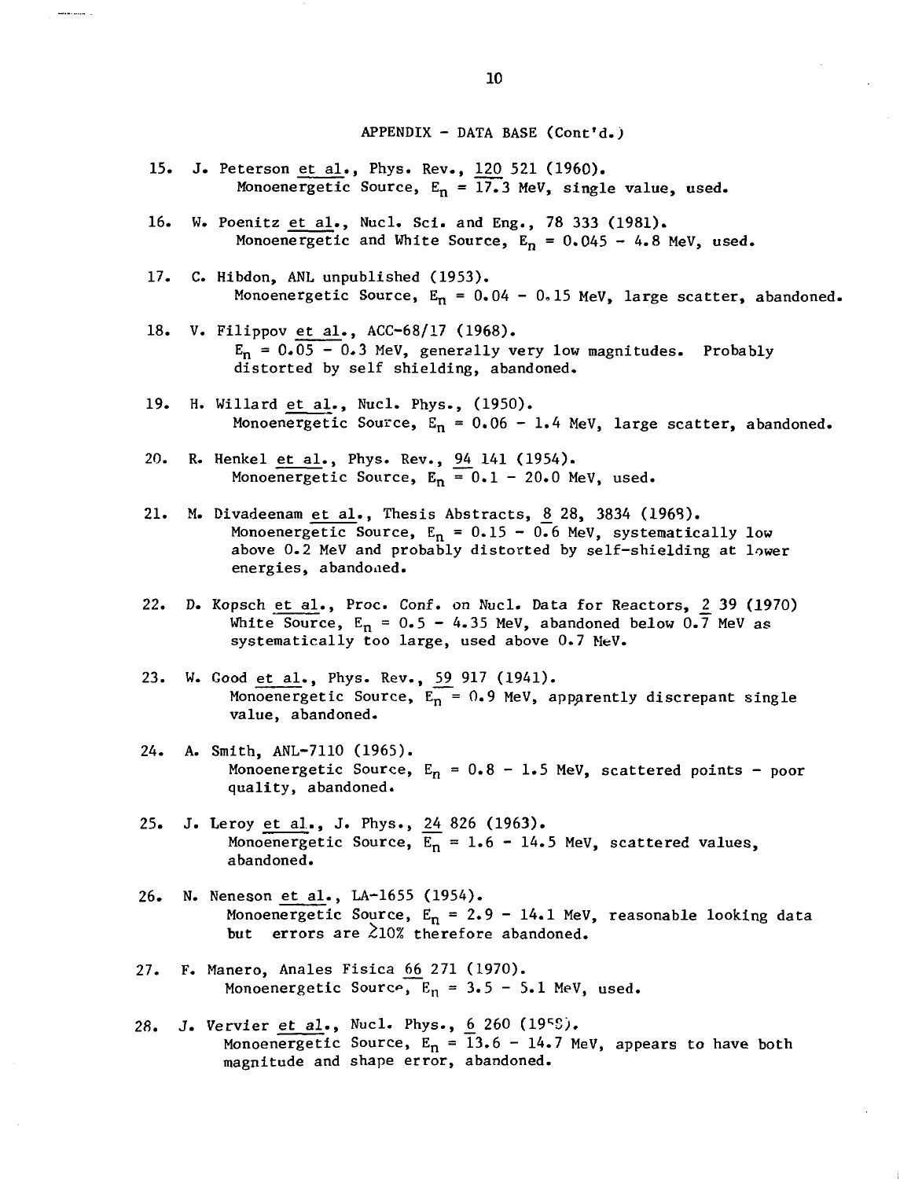APPENDIX - DATA BASE (Cont'd.)

15. J. Peterson et al., Phys. Rev., 120 521 (1960).
    Monoenergetic Source, $E_n$ = 17.3 MeV, single value, used.

16. W. Poenitz et al., Nucl. Sci. and Eng., 78 333 (1981).
    Monoenergetic and White Source, $E_n$ = 0.045 - 4.8 MeV, used.

17. C. Hibdon, ANL unpublished (1953).
    Monoenergetic Source, $E_n$ = 0.04 - 0.15 MeV, large scatter, abandoned.

18. V. Filippov et al., ACC-68/17 (1968).
    $E_n$ = 0.05 - 0.3 MeV, generally very low magnitudes. Probably distorted by self shielding, abandoned.

19. H. Willard et al., Nucl. Phys., (1950).
    Monoenergetic Source, $E_n$ = 0.06 - 1.4 MeV, large scatter, abandoned.

20. R. Henkel et al., Phys. Rev., 94 141 (1954).
    Monoenergetic Source, $E_n$ = 0.1 - 20.0 MeV, used.

21. M. Divadeenam et al., Thesis Abstracts, 8 28, 3834 (1968).
    Monoenergetic Source, $E_n$ = 0.15 - 0.6 MeV, systematically low above 0.2 MeV and probably distorted by self-shielding at lower energies, abandoned.

22. D. Kopsch et al., Proc. Conf. on Nucl. Data for Reactors, 2 39 (1970)
    White Source, $E_n$ = 0.5 - 4.35 MeV, abandoned below 0.7 MeV as systematically too large, used above 0.7 MeV.

23. W. Good et al., Phys. Rev., 59 917 (1941).
    Monoenergetic Source, $E_n$ = 0.9 MeV, apparently discrepant single value, abandoned.

24. A. Smith, ANL-7110 (1965).
    Monoenergetic Source, $E_n$ = 0.8 - 1.5 MeV, scattered points - poor quality, abandoned.

25. J. Leroy et al., J. Phys., 24 826 (1963).
    Monoenergetic Source, $E_n$ = 1.6 - 14.5 MeV, scattered values, abandoned.

26. N. Neneson et al., LA-1655 (1954).
    Monoenergetic Source, $E_n$ = 2.9 - 14.1 MeV, reasonable looking data but errors are $\gtrsim$10% therefore abandoned.

27. F. Manero, Anales Fisica 66 271 (1970).
    Monoenergetic Source, $E_n$ = 3.5 - 5.1 MeV, used.

28. J. Vervier et al., Nucl. Phys., 6 260 (1958).
    Monoenergetic Source, $E_n$ = 13.6 - 14.7 MeV, appears to have both magnitude and shape error, abandoned.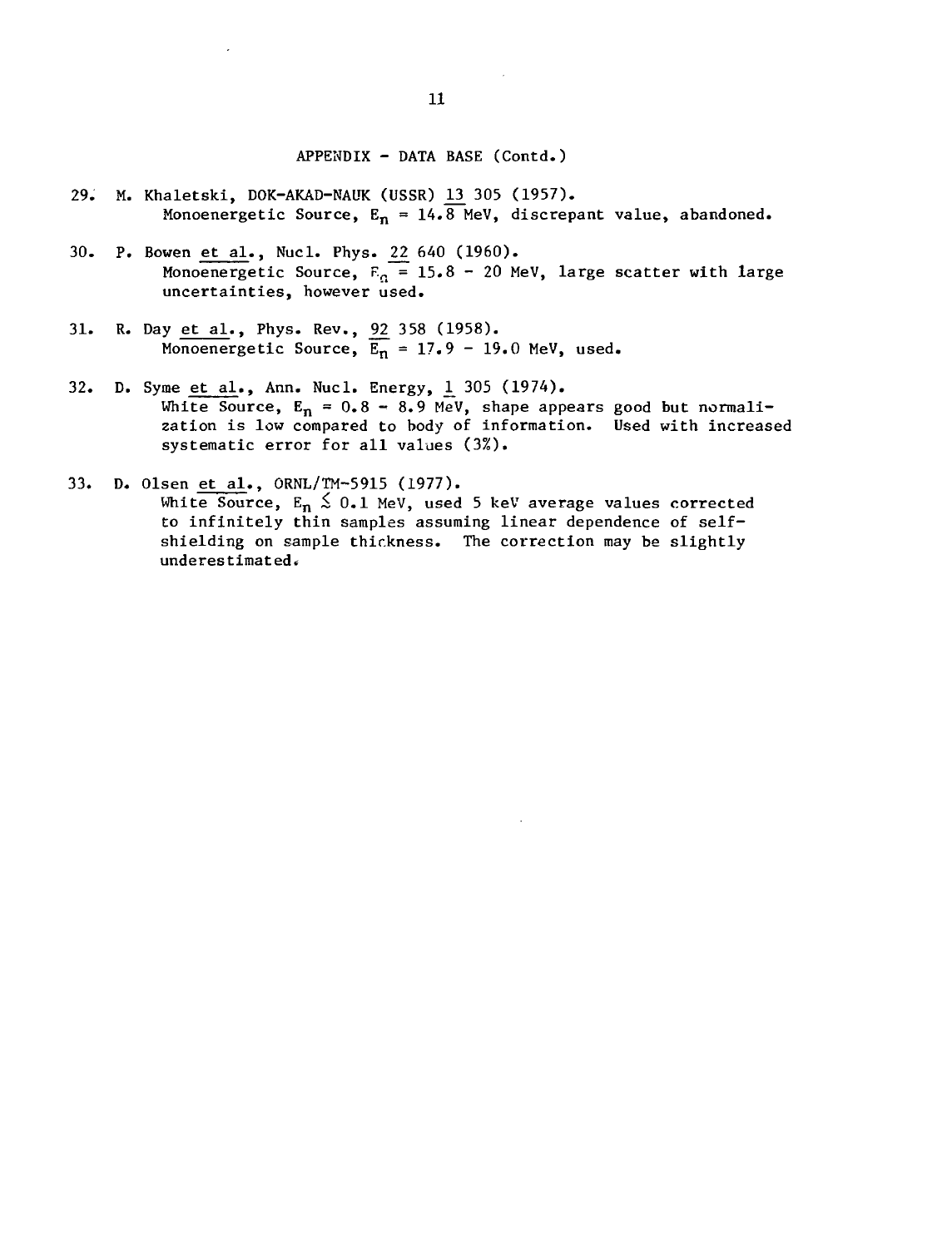APPENDIX - DATA BASE (Contd.)

29. M. Khaletski, DOK-AKAD-NAUK (USSR) 13 305 (1957).
    Monoenergetic Source, $E_n$ = 14.8 MeV, discrepant value, abandoned.

30. P. Bowen et al., Nucl. Phys. 22 640 (1960).
    Monoenergetic Source, $E_n$ = 15.8 - 20 MeV, large scatter with large uncertainties, however used.

31. R. Day et al., Phys. Rev., 92 358 (1958).
    Monoenergetic Source, $E_n$ = 17.9 - 19.0 MeV, used.

32. D. Syme et al., Ann. Nucl. Energy, 1 305 (1974).
    White Source, $E_n$ = 0.8 - 8.9 MeV, shape appears good but normalization is low compared to body of information. Used with increased systematic error for all values (3%).

33. D. Olsen et al., ORNL/TM-5915 (1977).
    White Source, $E_n \lesssim 0.1$ MeV, used 5 keV average values corrected to infinitely thin samples assuming linear dependence of self-shielding on sample thickness. The correction may be slightly underestimated.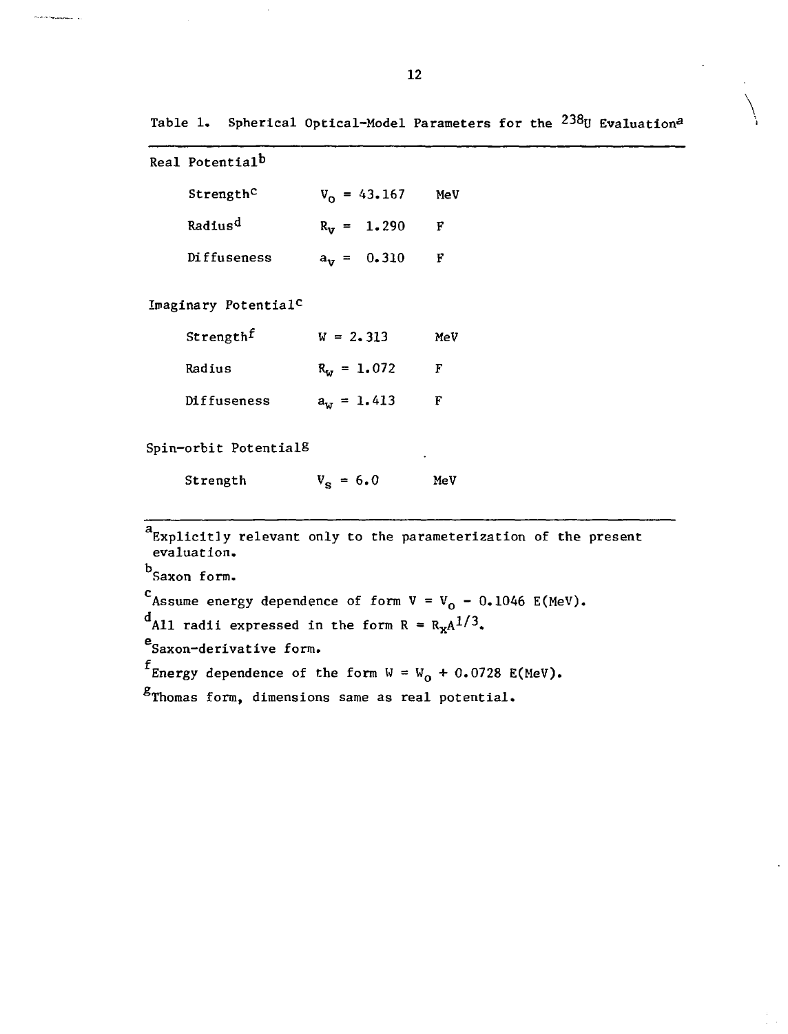Table 1. Spherical Optical-Model Parameters for the $^{238}U$ Evaluation[a]

| | | |
|---|---|---|
| **Real Potential[b]** | | |
| Strength[c] | $V_o$ = 43.167 | MeV |
| Radius[d] | $R_v$ = 1.290 | F |
| Diffuseness | $a_v$ = 0.310 | F |
| **Imaginary Potential[c]** | | |
| Strength[f] | $W$ = 2.313 | MeV |
| Radius | $R_w$ = 1.072 | F |
| Diffuseness | $a_w$ = 1.413 | F |
| **Spin-orbit Potential[g]** | | |
| Strength | $V_s$ = 6.0 | MeV |

[a] Explicitly relevant only to the parameterization of the present evaluation.

[b] Saxon form.

[c] Assume energy dependence of form $V = V_o - 0.1046\ E(\mathrm{MeV})$.

[d] All radii expressed in the form $R = R_x A^{1/3}$.

[e] Saxon-derivative form.

[f] Energy dependence of the form $W = W_o + 0.0728\ E(\mathrm{MeV})$.

[g] Thomas form, dimensions same as real potential.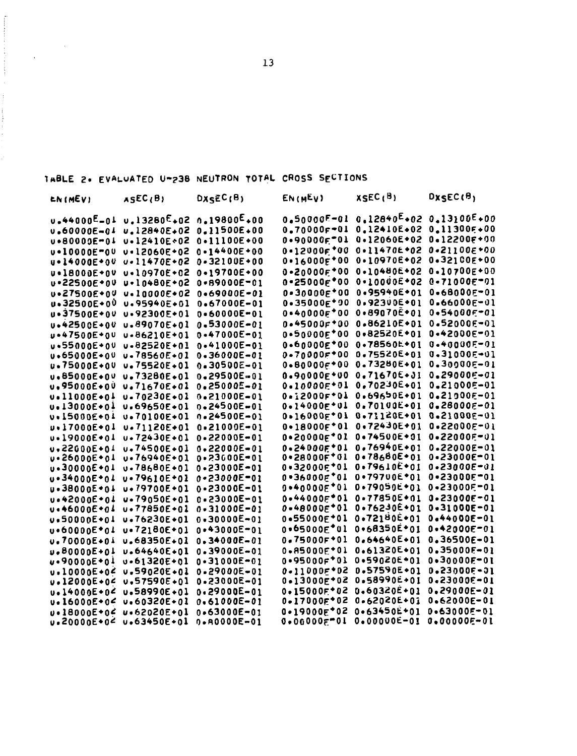TABLE 2. EVALUATED U-238 NEUTRON TOTAL CROSS SECTIONS

| EN(MEV) | XSEC(B) | DXSEC(B) | EN(MEV) | XSEC(B) | DXSEC(B) |
|---|---|---|---|---|---|
| 0.44000E-01 | 0.13280E+02 | 0.19800E+00 | 0.50000E-01 | 0.12840E+02 | 0.13100E+00 |
| 0.60000E-01 | 0.12840E+02 | 0.11500E+00 | 0.70000E-01 | 0.12410E+02 | 0.11300E+00 |
| 0.80000E-01 | 0.12410E+02 | 0.11100E+00 | 0.90000E-01 | 0.12060E+02 | 0.12200E+00 |
| 0.10000E-00 | 0.12060E+02 | 0.14400E+00 | 0.12000E+00 | 0.11470E+02 | 0.21100E+00 |
| 0.14000E+00 | 0.11470E+02 | 0.32100E+00 | 0.16000E+00 | 0.10970E+02 | 0.32100E+00 |
| 0.18000E+00 | 0.10970E+02 | 0.19700E+00 | 0.20000E+00 | 0.10480E+02 | 0.10700E+00 |
| 0.22500E+00 | 0.10480E+02 | 0.89000E-01 | 0.25000E+00 | 0.10000E+02 | 0.71000E-01 |
| 0.27500E+00 | 0.10000E+02 | 0.69000E-01 | 0.30000E+00 | 0.95940E+01 | 0.68000E-01 |
| 0.32500E+00 | 0.95940E+01 | 0.67000E-01 | 0.35000E+00 | 0.92300E+01 | 0.66000E-01 |
| 0.37500E+00 | 0.92300E+01 | 0.60000E-01 | 0.40000E+00 | 0.89070E+01 | 0.54000E-01 |
| 0.42500E+00 | 0.89070E+01 | 0.53000E-01 | 0.45000E+00 | 0.86210E+01 | 0.52000E-01 |
| 0.47500E+00 | 0.86210E+01 | 0.47000E-01 | 0.50000E+00 | 0.82520E+01 | 0.42000E-01 |
| 0.55000E+00 | 0.82520E+01 | 0.41000E-01 | 0.60000E+00 | 0.78560E+01 | 0.40000E-01 |
| 0.65000E+00 | 0.78560E+01 | 0.36000E-01 | 0.70000E+00 | 0.75520E+01 | 0.31000E-01 |
| 0.75000E+00 | 0.75520E+01 | 0.30500E-01 | 0.80000E+00 | 0.73280E+01 | 0.30000E-01 |
| 0.85000E+00 | 0.73280E+01 | 0.29500E-01 | 0.90000E+00 | 0.71670E+01 | 0.29000E-01 |
| 0.95000E+00 | 0.71670E+01 | 0.25000E-01 | 0.10000E+01 | 0.70230E+01 | 0.21000E-01 |
| 0.11000E+01 | 0.70230E+01 | 0.21000E-01 | 0.12000E+01 | 0.69650E+01 | 0.21000E-01 |
| 0.13000E+01 | 0.69650E+01 | 0.24500E-01 | 0.14000E+01 | 0.70100E+01 | 0.28000E-01 |
| 0.15000E+01 | 0.70100E+01 | 0.24500E-01 | 0.16000E+01 | 0.71120E+01 | 0.21000E-01 |
| 0.17000E+01 | 0.71120E+01 | 0.21000E-01 | 0.18000E+01 | 0.72430E+01 | 0.22000E-01 |
| 0.19000E+01 | 0.72430E+01 | 0.22000E-01 | 0.20000E+01 | 0.74500E+01 | 0.22000E-01 |
| 0.22000E+01 | 0.74500E+01 | 0.22000E-01 | 0.24000E+01 | 0.76940E+01 | 0.22000E-01 |
| 0.26000E+01 | 0.76940E+01 | 0.23000E-01 | 0.28000E+01 | 0.78680E+01 | 0.23000E-01 |
| 0.30000E+01 | 0.78680E+01 | 0.23000E-01 | 0.32000E+01 | 0.79610E+01 | 0.23000E-01 |
| 0.34000E+01 | 0.79610E+01 | 0.23000E-01 | 0.36000E+01 | 0.79700E+01 | 0.23000E-01 |
| 0.38000E+01 | 0.79700E+01 | 0.23000E-01 | 0.40000E+01 | 0.79050E+01 | 0.23000E-01 |
| 0.42000E+01 | 0.79050E+01 | 0.23000E-01 | 0.44000E+01 | 0.77850E+01 | 0.23000E-01 |
| 0.46000E+01 | 0.77850E+01 | 0.31000E-01 | 0.48000E+01 | 0.76230E+01 | 0.31000E-01 |
| 0.50000E+01 | 0.76230E+01 | 0.30000E-01 | 0.55000E+01 | 0.72180E+01 | 0.44000E-01 |
| 0.60000E+01 | 0.72180E+01 | 0.43000E-01 | 0.65000E+01 | 0.68350E+01 | 0.42000E-01 |
| 0.70000E+01 | 0.68350E+01 | 0.34000E-01 | 0.75000E+01 | 0.64640E+01 | 0.36500E-01 |
| 0.80000E+01 | 0.64640E+01 | 0.39000E-01 | 0.85000E+01 | 0.61320E+01 | 0.35000E-01 |
| 0.90000E+01 | 0.61320E+01 | 0.31000E-01 | 0.95000E+01 | 0.59020E+01 | 0.30000E-01 |
| 0.10000E+02 | 0.59020E+01 | 0.29000E-01 | 0.11000E+02 | 0.57590E+01 | 0.23000E-01 |
| 0.12000E+02 | 0.57590E+01 | 0.23000E-01 | 0.13000E+02 | 0.58990E+01 | 0.23000E-01 |
| 0.14000E+02 | 0.58990E+01 | 0.29000E-01 | 0.15000E+02 | 0.60320E+01 | 0.29000E-01 |
| 0.16000E+02 | 0.60320E+01 | 0.61000E-01 | 0.17000E+02 | 0.62020E+01 | 0.62000E-01 |
| 0.18000E+02 | 0.62020E+01 | 0.63000E-01 | 0.19000E+02 | 0.63450E+01 | 0.63000E-01 |
| 0.20000E+02 | 0.63450E+01 | 0.80000E-01 | 0.00000E-01 | 0.00000E-01 | 0.00000E-01 |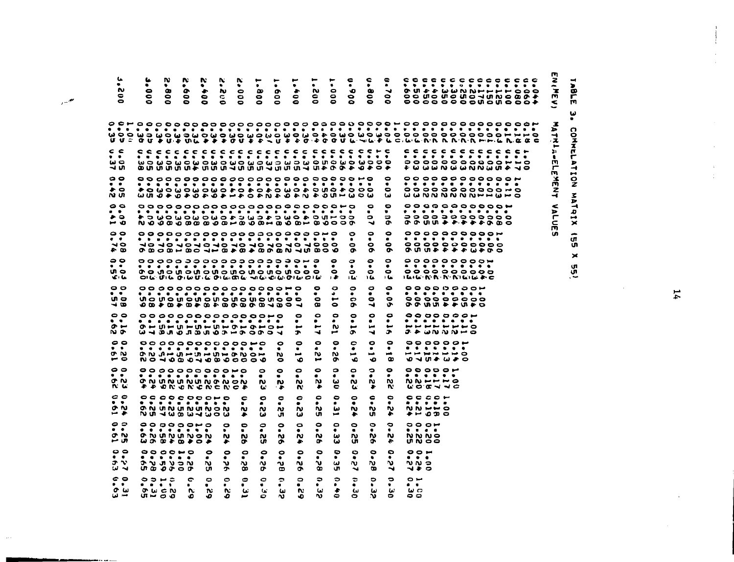TABLE 3. CORRELATION MATRIX (55 X 55)

| EN(MEV) | MATRIX-ELEMENT VALUES | | | | | | | | | | | | | |
|---|---|---|---|---|---|---|---|---|---|---|---|---|---|---|
| 0.044 | 1.00 | | | | | | | | | | | | | |
| 0.060 | 0.18 | 1.00 | | | | | | | | | | | | |
| 0.080 | 0.18 | 0.17 | 1.00 | | | | | | | | | | | |
| 0.100 | 0.12 | 0.14 | 0.11 | 1.00 | | | | | | | | | | |
| 0.125 | 0.03 | 0.05 | 0.03 | 0.08 | 1.00 | | | | | | | | | |
| 0.150 | 0.01 | 0.03 | 0.01 | 0.06 | 0.06 | 1.00 | | | | | | | | |
| 0.175 | 0.01 | 0.02 | 0.01 | 0.04 | 0.04 | 0.04 | 1.00 | | | | | | | |
| 0.200 | 0.02 | 0.02 | 0.02 | 0.04 | 0.03 | 0.03 | 0.06 | 1.00 | | | | | | |
| 0.250 | 0.02 | 0.03 | 0.02 | 0.04 | 0.04 | 0.02 | 0.05 | 0.11 | 1.00 | | | | | |
| 0.300 | 0.02 | 0.03 | 0.02 | 0.04 | 0.04 | 0.02 | 0.04 | 0.12 | 0.14 | 1.00 | | | | |
| 0.350 | 0.02 | 0.02 | 0.02 | 0.04 | 0.04 | 0.02 | 0.04 | 0.12 | 0.13 | 0.17 | 1.00 | | | |
| 0.400 | 0.02 | 0.03 | 0.02 | 0.05 | 0.04 | 0.02 | 0.05 | 0.12 | 0.14 | 0.17 | 0.18 | 1.00 | | |
| 0.450 | 0.02 | 0.03 | 0.02 | 0.05 | 0.05 | 0.02 | 0.05 | 0.13 | 0.15 | 0.18 | 0.19 | 0.20 | 1.00 | |
| 0.500 | 0.03 | 0.03 | 0.03 | 0.06 | 0.05 | 0.03 | 0.06 | 0.14 | 0.17 | 0.20 | 0.21 | 0.22 | 0.24 | 1.00 |
| 0.600 | 0.03 | 0.04 | 0.03 | 0.06 | 0.06 | 0.03 | 0.06 | 0.16 | 0.19 | 0.23 | 0.24 | 0.25 | 0.27 | 0.30 |
| | 1.00 | | | | | | | | | | | | | |
| 0.700 | 0.03 | 0.04 | 0.03 | 0.06 | 0.06 | 0.03 | 0.05 | 0.16 | 0.18 | 0.22 | 0.24 | 0.24 | 0.27 | 0.30 |
| | 0.34 | 1.00 | | | | | | | | | | | | |
| 0.800 | 0.03 | 0.04 | 0.03 | 0.07 | 0.06 | 0.03 | 0.07 | 0.17 | 0.19 | 0.24 | 0.25 | 0.26 | 0.28 | 0.32 |
| | 0.37 | 0.39 | 1.00 | | | | | | | | | | | |
| 0.900 | 0.03 | 0.04 | 0.03 | 0.06 | 0.06 | 0.03 | 0.06 | 0.16 | 0.19 | 0.23 | 0.24 | 0.25 | 0.27 | 0.30 |
| | 0.35 | 0.36 | 0.41 | 1.00 | | | | | | | | | | |
| 1.000 | 0.06 | 0.06 | 0.05 | 0.10 | 0.09 | 0.04 | 0.10 | 0.21 | 0.26 | 0.30 | 0.31 | 0.33 | 0.35 | 0.40 |
| | 0.46 | 0.54 | 0.59 | 0.59 | 1.00 | | | | | | | | | |
| 1.200 | 0.04 | 0.05 | 0.04 | 0.08 | 0.08 | 0.03 | 0.08 | 0.17 | 0.21 | 0.24 | 0.25 | 0.26 | 0.28 | 0.32 |
| | 0.36 | 0.37 | 0.42 | 0.41 | 0.75 | 1.00 | | | | | | | | |
| 1.400 | 0.04 | 0.05 | 0.04 | 0.08 | 0.07 | 0.03 | 0.07 | 0.16 | 0.19 | 0.22 | 0.23 | 0.24 | 0.26 | 0.29 |
| | 0.34 | 0.35 | 0.39 | 0.39 | 0.72 | 0.56 | 1.00 | | | | | | | |
| 1.600 | 0.05 | 0.05 | 0.04 | 0.08 | 0.08 | 0.03 | 0.08 | 0.17 | 0.20 | 0.24 | 0.25 | 0.26 | 0.28 | 0.32 |
| | 0.37 | 0.37 | 0.42 | 0.41 | 0.76 | 0.59 | 0.57 | 1.00 | | | | | | |
| 1.800 | 0.04 | 0.05 | 0.04 | 0.08 | 0.08 | 0.03 | 0.08 | 0.16 | 0.19 | 0.23 | 0.23 | 0.25 | 0.26 | 0.30 |
| | 0.34 | 0.35 | 0.40 | 0.39 | 0.74 | 0.57 | 0.56 | 0.60 | 1.00 | | | | | |
| 2.000 | 0.05 | 0.05 | 0.04 | 0.08 | 0.08 | 0.03 | 0.08 | 0.16 | 0.20 | 0.24 | 0.24 | 0.26 | 0.28 | 0.31 |
| | 0.36 | 0.37 | 0.41 | 0.41 | 0.74 | 0.58 | 0.56 | 0.61 | 0.60 | 1.00 | | | | |
| 2.200 | 0.04 | 0.05 | 0.04 | 0.08 | 0.08 | 0.03 | 0.08 | 0.16 | 0.19 | 0.22 | 0.23 | 0.24 | 0.26 | 0.29 |
| | 0.34 | 0.35 | 0.39 | 0.39 | 0.71 | 0.56 | 0.54 | 0.59 | 0.58 | 0.60 | 1.00 | | | |
| 2.400 | 0.04 | 0.05 | 0.04 | 0.08 | 0.07 | 0.03 | 0.08 | 0.15 | 0.19 | 0.22 | 0.23 | 0.24 | 0.25 | 0.29 |
| | 0.33 | 0.34 | 0.39 | 0.38 | 0.70 | 0.55 | 0.54 | 0.58 | 0.57 | 0.59 | 0.57 | 1.00 | | |
| 2.600 | 0.05 | 0.05 | 0.04 | 0.08 | 0.08 | 0.03 | 0.08 | 0.15 | 0.19 | 0.22 | 0.23 | 0.24 | 0.26 | 0.29 |
| | 0.34 | 0.35 | 0.39 | 0.39 | 0.71 | 0.56 | 0.54 | 0.59 | 0.58 | 0.59 | 0.58 | 0.58 | 1.00 | |
| 2.800 | 0.05 | 0.05 | 0.05 | 0.09 | 0.08 | 0.03 | 0.08 | 0.17 | 0.20 | 0.24 | 0.25 | 0.26 | 0.28 | 0.31 |
| | 0.34 | 0.35 | 0.39 | 0.39 | 0.70 | 0.55 | 0.54 | 0.58 | 0.57 | 0.59 | 0.57 | 0.58 | 0.59 | 1.00 |
| 3.000 | 0.05 | 0.05 | 0.05 | 0.09 | 0.08 | 0.03 | 0.08 | 0.17 | 0.20 | 0.24 | 0.25 | 0.26 | 0.28 | 0.31 |
| | 0.36 | 0.38 | 0.43 | 0.42 | 0.76 | 0.60 | 0.59 | 0.63 | 0.62 | 0.64 | 0.62 | 0.63 | 0.65 | 0.65 |
| | 1.00 | | | | | | | | | | | | | |
| 3.200 | 0.05 | 0.05 | 0.05 | 0.09 | 0.08 | 0.03 | 0.08 | 0.16 | 0.20 | 0.23 | 0.24 | 0.25 | 0.27 | 0.31 |
| | 0.35 | 0.37 | 0.42 | 0.41 | 0.74 | 0.59 | 0.57 | 0.62 | 0.61 | 0.62 | 0.61 | 0.61 | 0.63 | 0.63 |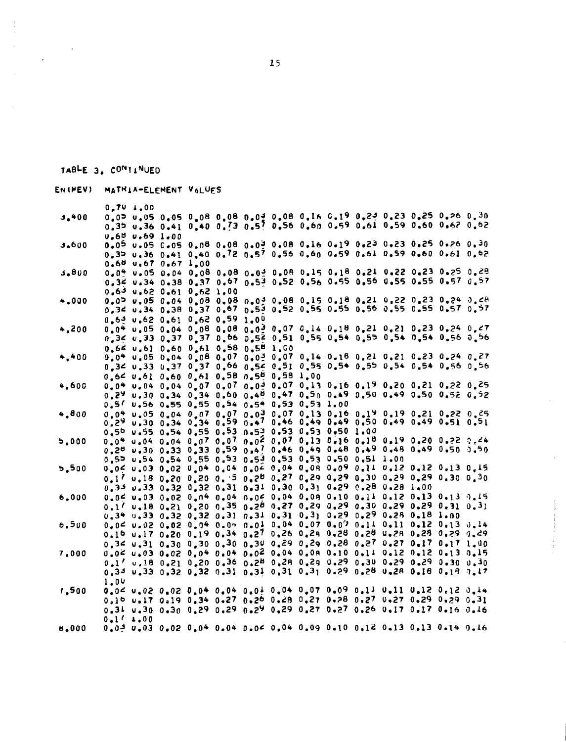TABLE 3, CONTINUED

```
EN(MEV)    MATRIX-ELEMENT VALUES

           0.70 1.00
3.400      0.05 0.05 0.05 0.08 0.08 0.03 0.08 0.16 0.19 0.23 0.23 0.25 0.26 0.30
           0.35 0.36 0.41 0.40 0.73 0.57 0.56 0.60 0.59 0.61 0.59 0.60 0.62 0.62
           0.68 0.69 1.00
3.600      0.05 0.05 0.05 0.08 0.08 0.03 0.08 0.16 0.19 0.23 0.23 0.25 0.26 0.30
           0.35 0.36 0.41 0.40 0.72 0.57 0.56 0.60 0.59 0.61 0.59 0.60 0.61 0.62
           0.68 0.67 0.67 1.00
3.800      0.04 0.05 0.04 0.08 0.08 0.03 0.08 0.15 0.18 0.21 0.22 0.23 0.25 0.28
           0.32 0.34 0.38 0.37 0.67 0.53 0.52 0.56 0.55 0.56 0.55 0.55 0.57 0.57
           0.63 0.62 0.61 0.62 1.00
4.000      0.05 0.05 0.04 0.08 0.08 0.03 0.08 0.15 0.18 0.21 0.22 0.23 0.24 0.28
           0.32 0.34 0.38 0.37 0.67 0.53 0.52 0.55 0.55 0.56 0.55 0.55 0.57 0.57
           0.63 0.62 0.61 0.62 0.59 1.00
4.200      0.04 0.05 0.04 0.08 0.08 0.03 0.07 0.14 0.18 0.21 0.21 0.23 0.24 0.27
           0.32 0.33 0.37 0.37 0.66 0.52 0.51 0.55 0.54 0.55 0.54 0.54 0.56 0.56
           0.62 0.61 0.60 0.61 0.58 0.58 1.00
4.400      0.04 0.05 0.04 0.08 0.07 0.03 0.07 0.14 0.18 0.21 0.21 0.23 0.24 0.27
           0.32 0.33 0.37 0.37 0.66 0.52 0.51 0.55 0.54 0.55 0.54 0.54 0.56 0.56
           0.62 0.61 0.60 0.61 0.58 0.58 0.58 1.00
4.600      0.04 0.04 0.04 0.07 0.07 0.03 0.07 0.13 0.16 0.19 0.20 0.21 0.22 0.25
           0.29 0.30 0.34 0.34 0.60 0.48 0.47 0.50 0.49 0.50 0.49 0.50 0.52 0.52
           0.57 0.56 0.55 0.55 0.54 0.54 0.53 0.53 1.00
4.800      0.04 0.05 0.04 0.07 0.07 0.03 0.07 0.13 0.16 0.19 0.19 0.21 0.22 0.25
           0.29 0.30 0.34 0.34 0.59 0.47 0.46 0.49 0.49 0.50 0.49 0.49 0.51 0.51
           0.56 0.55 0.54 0.55 0.53 0.53 0.53 0.53 0.50 1.00
5.000      0.04 0.04 0.04 0.07 0.07 0.02 0.07 0.13 0.16 0.18 0.19 0.20 0.22 0.24
           0.28 0.30 0.33 0.33 0.59 0.47 0.46 0.49 0.48 0.49 0.48 0.49 0.50 0.50
           0.55 0.54 0.54 0.55 0.53 0.53 0.53 0.53 0.50 0.51 1.00
5.500      0.02 0.03 0.02 0.04 0.04 0.02 0.04 0.08 0.09 0.11 0.12 0.12 0.13 0.15
           0.17 0.18 0.20 0.20 0.35 0.28 0.27 0.29 0.29 0.30 0.29 0.29 0.30 0.30
           0.33 0.33 0.32 0.32 0.31 0.31 0.30 0.31 0.29 0.28 0.28 1.00
6.000      0.02 0.03 0.02 0.04 0.04 0.02 0.04 0.08 0.10 0.11 0.12 0.13 0.13 0.15
           0.17 0.18 0.21 0.20 0.35 0.28 0.27 0.29 0.29 0.30 0.29 0.29 0.31 0.31
           0.34 0.33 0.32 0.32 0.31 0.31 0.31 0.31 0.29 0.29 0.28 0.18 1.00
6.500      0.02 0.02 0.02 0.04 0.04 0.01 0.04 0.07 0.09 0.11 0.11 0.12 0.13 0.14
           0.16 0.17 0.20 0.19 0.34 0.27 0.26 0.28 0.28 0.28 0.28 0.28 0.29 0.29
           0.32 0.31 0.30 0.30 0.30 0.30 0.29 0.29 0.28 0.27 0.27 0.17 0.17 1.00
7.000      0.02 0.03 0.02 0.04 0.04 0.02 0.04 0.08 0.10 0.11 0.12 0.12 0.13 0.15
           0.17 0.18 0.21 0.20 0.36 0.28 0.28 0.29 0.29 0.30 0.29 0.29 0.30 0.30
           0.33 0.33 0.32 0.32 0.31 0.31 0.31 0.31 0.29 0.28 0.28 0.18 0.18 0.17
           1.00
7.500      0.02 0.02 0.02 0.04 0.04 0.01 0.04 0.07 0.09 0.11 0.11 0.12 0.12 0.14
           0.16 0.17 0.19 0.34 0.27 0.26 0.28 0.27 0.28 0.27 0.27 0.29 0.29 0.31
           0.31 0.30 0.30 0.29 0.29 0.29 0.29 0.27 0.27 0.26 0.17 0.17 0.16 0.16
           0.17 1.00
8.000      0.03 0.03 0.02 0.04 0.04 0.02 0.04 0.09 0.10 0.12 0.13 0.13 0.14 0.16
```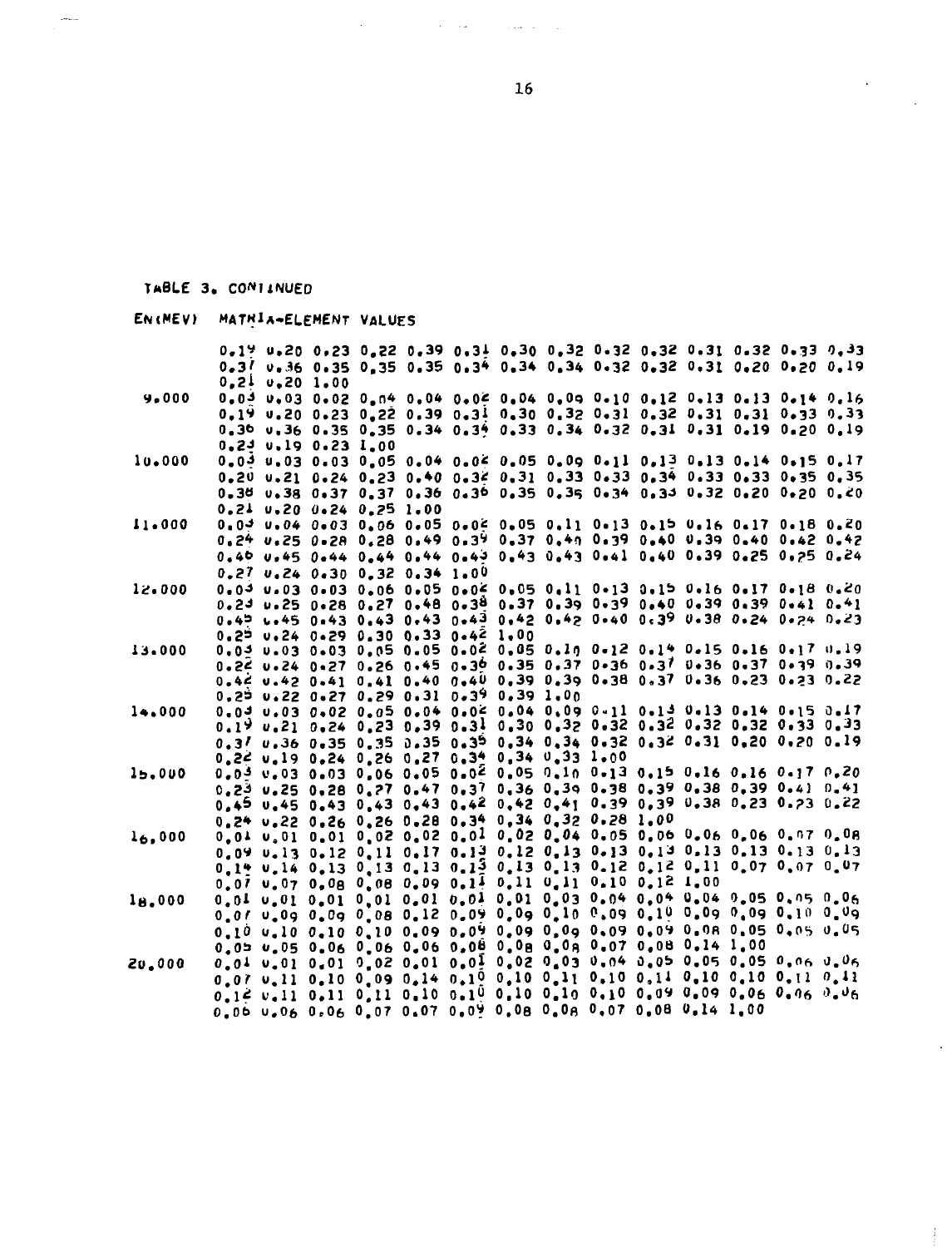TABLE 3. CONTINUED

| EN(MEV) | MATRIX-ELEMENT VALUES |
|---|---|
| | 0.19 0.20 0.23 0.22 0.39 0.31 0.30 0.32 0.32 0.32 0.31 0.32 0.33 0.33 |
| | 0.37 0.36 0.35 0.35 0.35 0.34 0.34 0.34 0.32 0.32 0.31 0.20 0.20 0.19 |
| | 0.21 0.20 1.00 |
| 9.000 | 0.03 0.03 0.02 0.04 0.04 0.04 0.04 0.09 0.10 0.12 0.13 0.13 0.14 0.16 |
| | 0.19 0.20 0.23 0.22 0.39 0.31 0.30 0.32 0.31 0.32 0.31 0.31 0.33 0.33 |
| | 0.36 0.36 0.35 0.35 0.34 0.34 0.33 0.34 0.32 0.31 0.31 0.19 0.20 0.19 |
| | 0.23 0.19 0.23 1.00 |
| 10.000 | 0.03 0.03 0.03 0.05 0.04 0.04 0.05 0.09 0.11 0.13 0.13 0.14 0.15 0.17 |
| | 0.20 0.21 0.24 0.23 0.40 0.32 0.31 0.33 0.33 0.34 0.33 0.33 0.35 0.35 |
| | 0.38 0.38 0.37 0.37 0.36 0.36 0.35 0.35 0.34 0.33 0.32 0.20 0.20 0.20 |
| | 0.21 0.20 0.24 0.25 1.00 |
| 11.000 | 0.03 0.04 0.03 0.06 0.05 0.06 0.05 0.11 0.13 0.15 0.16 0.17 0.18 0.20 |
| | 0.24 0.25 0.28 0.28 0.49 0.39 0.37 0.40 0.39 0.40 0.39 0.40 0.42 0.42 |
| | 0.46 0.45 0.44 0.44 0.44 0.43 0.43 0.43 0.41 0.40 0.39 0.25 0.25 0.24 |
| | 0.27 0.24 0.30 0.32 0.34 1.00 |
| 12.000 | 0.03 0.03 0.03 0.06 0.05 0.06 0.05 0.11 0.13 0.15 0.16 0.17 0.18 0.20 |
| | 0.23 0.25 0.28 0.27 0.48 0.38 0.37 0.39 0.39 0.40 0.39 0.39 0.41 0.41 |
| | 0.45 0.45 0.43 0.43 0.43 0.43 0.42 0.42 0.40 0.39 0.38 0.24 0.24 0.23 |
| | 0.25 0.24 0.29 0.30 0.33 0.42 1.00 |
| 13.000 | 0.03 0.03 0.03 0.05 0.05 0.05 0.05 0.10 0.12 0.14 0.15 0.16 0.17 0.19 |
| | 0.22 0.24 0.27 0.26 0.45 0.36 0.35 0.37 0.36 0.37 0.36 0.37 0.39 0.39 |
| | 0.42 0.42 0.41 0.41 0.40 0.40 0.39 0.39 0.38 0.37 0.36 0.23 0.23 0.22 |
| | 0.25 0.22 0.27 0.29 0.31 0.39 0.39 1.00 |
| 14.000 | 0.03 0.03 0.02 0.05 0.04 0.04 0.04 0.09 0.11 0.13 0.13 0.14 0.15 0.17 |
| | 0.19 0.21 0.24 0.23 0.39 0.31 0.30 0.32 0.32 0.32 0.32 0.32 0.33 0.33 |
| | 0.37 0.36 0.35 0.35 0.35 0.35 0.34 0.34 0.32 0.32 0.31 0.20 0.20 0.19 |
| | 0.22 0.19 0.24 0.26 0.27 0.34 0.34 0.33 1.00 |
| 15.000 | 0.03 0.03 0.03 0.06 0.05 0.06 0.05 0.10 0.13 0.15 0.16 0.16 0.17 0.20 |
| | 0.23 0.25 0.28 0.27 0.47 0.37 0.36 0.39 0.38 0.39 0.38 0.39 0.41 0.41 |
| | 0.45 0.45 0.43 0.43 0.43 0.42 0.42 0.41 0.39 0.39 0.38 0.23 0.23 0.22 |
| | 0.24 0.22 0.26 0.26 0.28 0.34 0.34 0.32 0.28 1.00 |
| 16.000 | 0.01 0.01 0.01 0.02 0.02 0.01 0.02 0.04 0.05 0.06 0.06 0.06 0.07 0.08 |
| | 0.09 0.13 0.12 0.11 0.17 0.13 0.12 0.13 0.13 0.13 0.13 0.13 0.13 0.13 |
| | 0.14 0.14 0.13 0.13 0.13 0.13 0.13 0.13 0.12 0.12 0.11 0.07 0.07 0.07 |
| | 0.07 0.07 0.08 0.08 0.09 0.11 0.11 0.11 0.10 0.12 1.00 |
| 18.000 | 0.01 0.01 0.01 0.01 0.01 0.01 0.01 0.03 0.04 0.04 0.04 0.05 0.05 0.06 |
| | 0.07 0.09 0.09 0.08 0.12 0.09 0.09 0.10 0.09 0.10 0.09 0.09 0.10 0.09 |
| | 0.10 0.10 0.10 0.10 0.09 0.09 0.09 0.09 0.09 0.09 0.08 0.05 0.05 0.05 |
| | 0.05 0.05 0.06 0.06 0.06 0.08 0.08 0.08 0.07 0.08 0.14 1.00 |
| 20.000 | 0.01 0.01 0.01 0.02 0.01 0.01 0.02 0.03 0.04 0.05 0.05 0.05 0.06 0.06 |
| | 0.07 0.11 0.10 0.09 0.14 0.10 0.10 0.11 0.10 0.11 0.10 0.10 0.11 0.11 |
| | 0.12 0.11 0.11 0.11 0.10 0.10 0.10 0.10 0.10 0.09 0.09 0.06 0.06 0.06 |
| | 0.06 0.06 0.06 0.07 0.07 0.09 0.08 0.08 0.07 0.08 0.14 1.00 |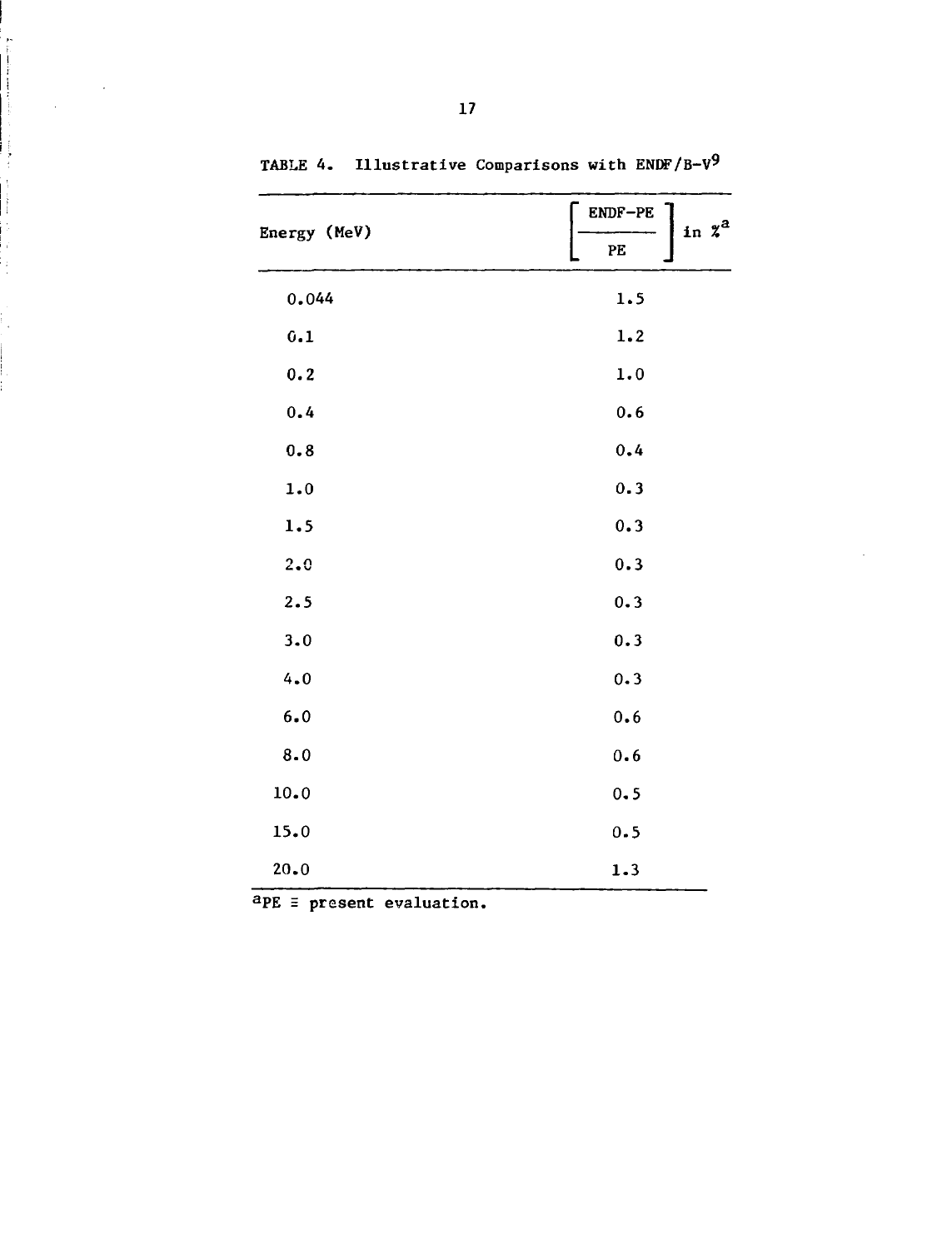TABLE 4. Illustrative Comparisons with ENDF/B-V[9]

| Energy (MeV) | $\left[\frac{\text{ENDF-PE}}{\text{PE}}\right]$ in %[a] |
|---|---|
| 0.044 | 1.5 |
| 0.1 | 1.2 |
| 0.2 | 1.0 |
| 0.4 | 0.6 |
| 0.8 | 0.4 |
| 1.0 | 0.3 |
| 1.5 | 0.3 |
| 2.0 | 0.3 |
| 2.5 | 0.3 |
| 3.0 | 0.3 |
| 4.0 | 0.3 |
| 6.0 | 0.6 |
| 8.0 | 0.6 |
| 10.0 | 0.5 |
| 15.0 | 0.5 |
| 20.0 | 1.3 |

[a]PE ≡ present evaluation.